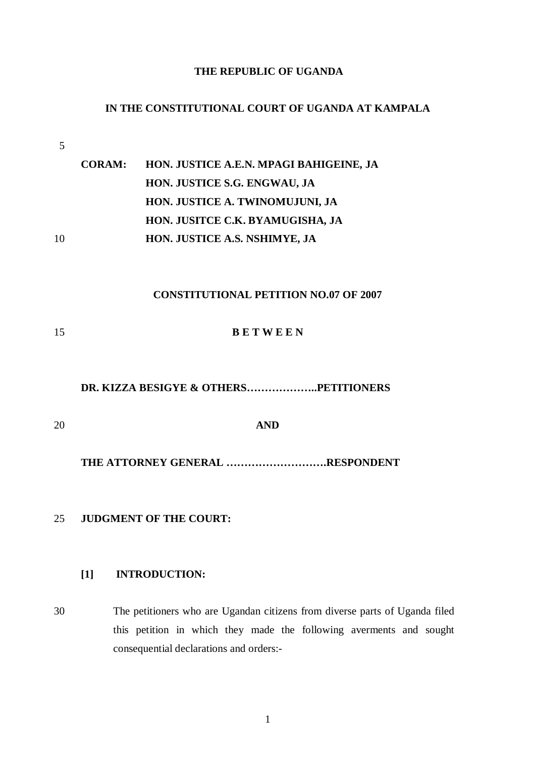**THE REPUBLIC OF UGANDA**

**IN THE CONSTITUTIONAL COURT OF UGANDA AT KAMPALA**

**CORAM: HON. JUSTICE A.E.N. MPAGI BAHIGEINE, JA**
**HON. JUSTICE S.G. ENGWAU, JA**
**HON. JUSTICE A. TWINOMUJUNI, JA**
**HON. JUSITCE C.K. BYAMUGISHA, JA**
**HON. JUSTICE A.S. NSHIMYE, JA**

**CONSTITUTIONAL PETITION NO.07 OF 2007**

**B E T W E E N**

**DR. KIZZA BESIGYE & OTHERS………………..PETITIONERS**

**AND**

**THE ATTORNEY GENERAL ……………………….RESPONDENT**

**JUDGMENT OF THE COURT:**

**[1] INTRODUCTION:**

The petitioners who are Ugandan citizens from diverse parts of Uganda filed this petition in which they made the following averments and sought consequential declarations and orders:-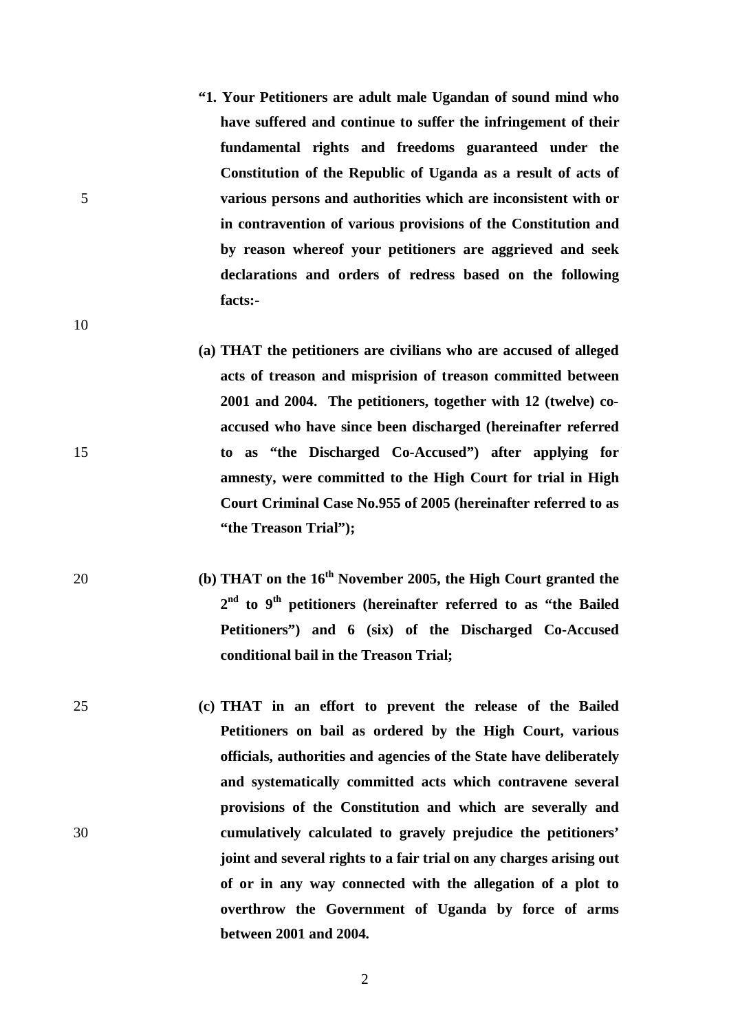**"1. Your Petitioners are adult male Ugandan of sound mind who have suffered and continue to suffer the infringement of their fundamental rights and freedoms guaranteed under the Constitution of the Republic of Uganda as a result of acts of various persons and authorities which are inconsistent with or in contravention of various provisions of the Constitution and by reason whereof your petitioners are aggrieved and seek declarations and orders of redress based on the following facts:-**

**(a) THAT the petitioners are civilians who are accused of alleged acts of treason and misprision of treason committed between 2001 and 2004. The petitioners, together with 12 (twelve) co-accused who have since been discharged (hereinafter referred to as "the Discharged Co-Accused") after applying for amnesty, were committed to the High Court for trial in High Court Criminal Case No.955 of 2005 (hereinafter referred to as "the Treason Trial");**

**(b) THAT on the 16th November 2005, the High Court granted the 2nd to 9th petitioners (hereinafter referred to as "the Bailed Petitioners") and 6 (six) of the Discharged Co-Accused conditional bail in the Treason Trial;**

**(c) THAT in an effort to prevent the release of the Bailed Petitioners on bail as ordered by the High Court, various officials, authorities and agencies of the State have deliberately and systematically committed acts which contravene several provisions of the Constitution and which are severally and cumulatively calculated to gravely prejudice the petitioners' joint and several rights to a fair trial on any charges arising out of or in any way connected with the allegation of a plot to overthrow the Government of Uganda by force of arms between 2001 and 2004.**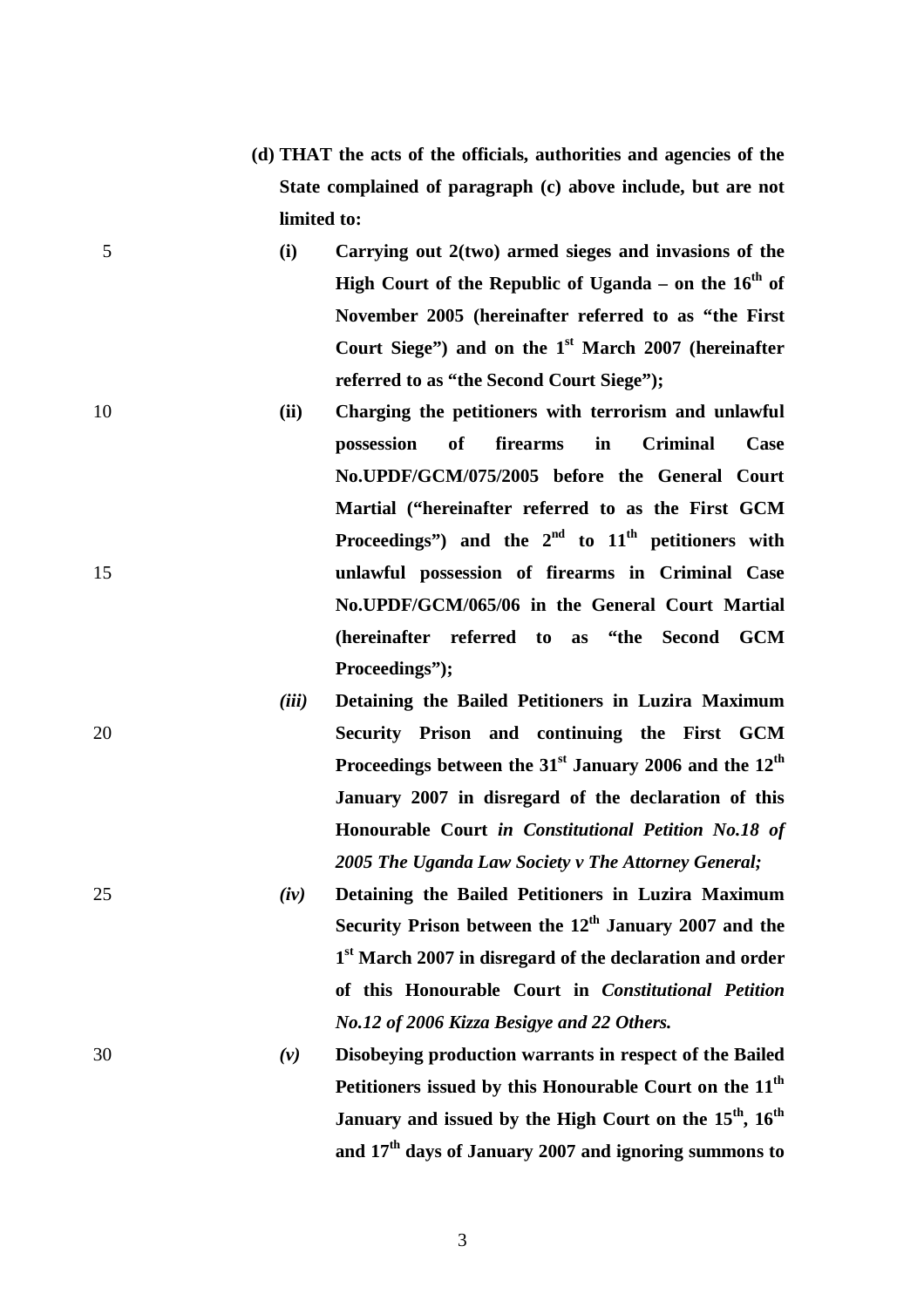**(d) THAT the acts of the officials, authorities and agencies of the State complained of paragraph (c) above include, but are not limited to:**

**(i)** **Carrying out 2(two) armed sieges and invasions of the High Court of the Republic of Uganda – on the 16th of November 2005 (hereinafter referred to as "the First Court Siege") and on the 1st March 2007 (hereinafter referred to as "the Second Court Siege");**

**(ii)** **Charging the petitioners with terrorism and unlawful possession of firearms in Criminal Case No.UPDF/GCM/075/2005 before the General Court Martial ("hereinafter referred to as the First GCM Proceedings") and the 2nd to 11th petitioners with unlawful possession of firearms in Criminal Case No.UPDF/GCM/065/06 in the General Court Martial (hereinafter referred to as "the Second GCM Proceedings");**

***(iii)*** **Detaining the Bailed Petitioners in Luzira Maximum Security Prison and continuing the First GCM Proceedings between the 31st January 2006 and the 12th January 2007 in disregard of the declaration of this Honourable Court *in Constitutional Petition No.18 of 2005 The Uganda Law Society v The Attorney General;***

***(iv)*** **Detaining the Bailed Petitioners in Luzira Maximum Security Prison between the 12th January 2007 and the 1st March 2007 in disregard of the declaration and order of this Honourable Court in *Constitutional Petition No.12 of 2006 Kizza Besigye and 22 Others.***

***(v)*** **Disobeying production warrants in respect of the Bailed Petitioners issued by this Honourable Court on the 11th January and issued by the High Court on the 15th, 16th and 17th days of January 2007 and ignoring summons to**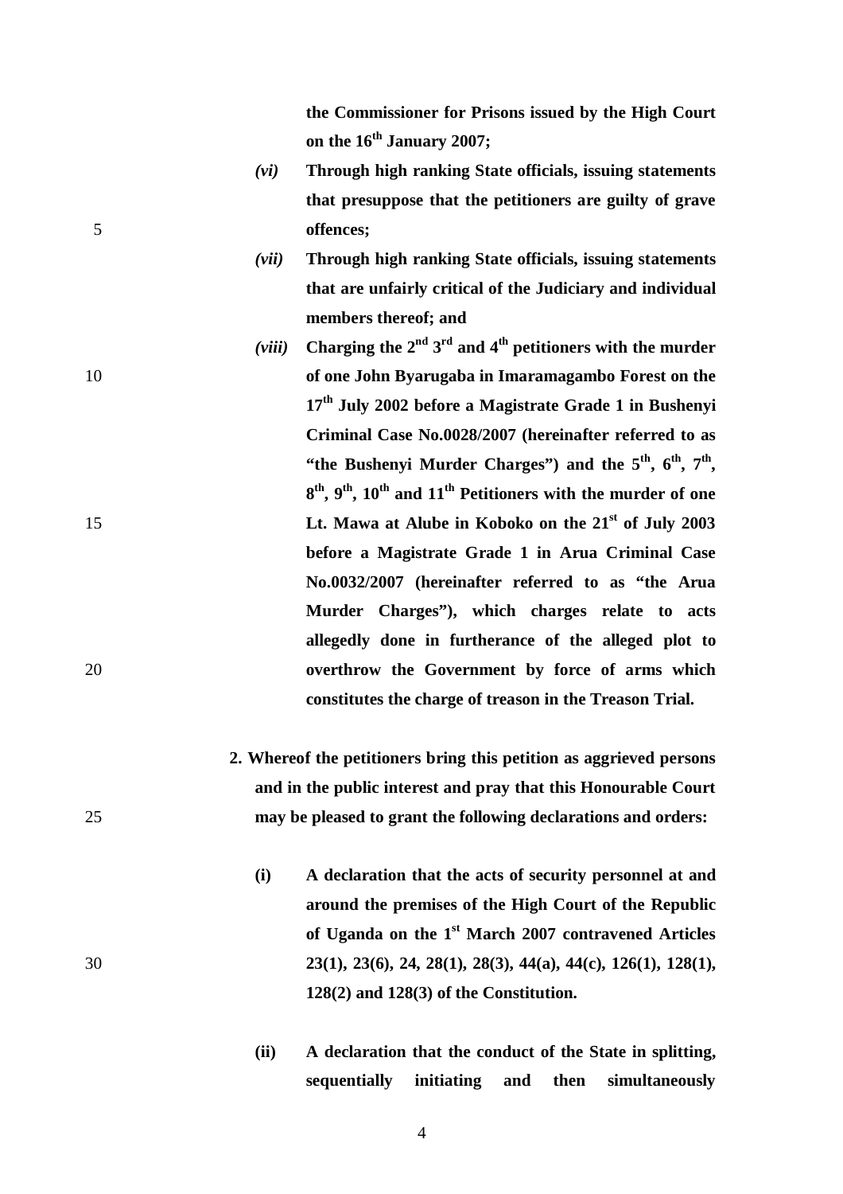**the Commissioner for Prisons issued by the High Court on the 16th January 2007;**

*(vi)* **Through high ranking State officials, issuing statements that presuppose that the petitioners are guilty of grave offences;**

*(vii)* **Through high ranking State officials, issuing statements that are unfairly critical of the Judiciary and individual members thereof; and**

*(viii)* **Charging the 2nd 3rd and 4th petitioners with the murder of one John Byarugaba in Imaramagambo Forest on the 17th July 2002 before a Magistrate Grade 1 in Bushenyi Criminal Case No.0028/2007 (hereinafter referred to as "the Bushenyi Murder Charges") and the 5th, 6th, 7th, 8th, 9th, 10th and 11th Petitioners with the murder of one Lt. Mawa at Alube in Koboko on the 21st of July 2003 before a Magistrate Grade 1 in Arua Criminal Case No.0032/2007 (hereinafter referred to as "the Arua Murder Charges"), which charges relate to acts allegedly done in furtherance of the alleged plot to overthrow the Government by force of arms which constitutes the charge of treason in the Treason Trial.**

**2. Whereof the petitioners bring this petition as aggrieved persons and in the public interest and pray that this Honourable Court may be pleased to grant the following declarations and orders:**

**(i)** **A declaration that the acts of security personnel at and around the premises of the High Court of the Republic of Uganda on the 1st March 2007 contravened Articles 23(1), 23(6), 24, 28(1), 28(3), 44(a), 44(c), 126(1), 128(1), 128(2) and 128(3) of the Constitution.**

**(ii)** **A declaration that the conduct of the State in splitting, sequentially initiating and then simultaneously**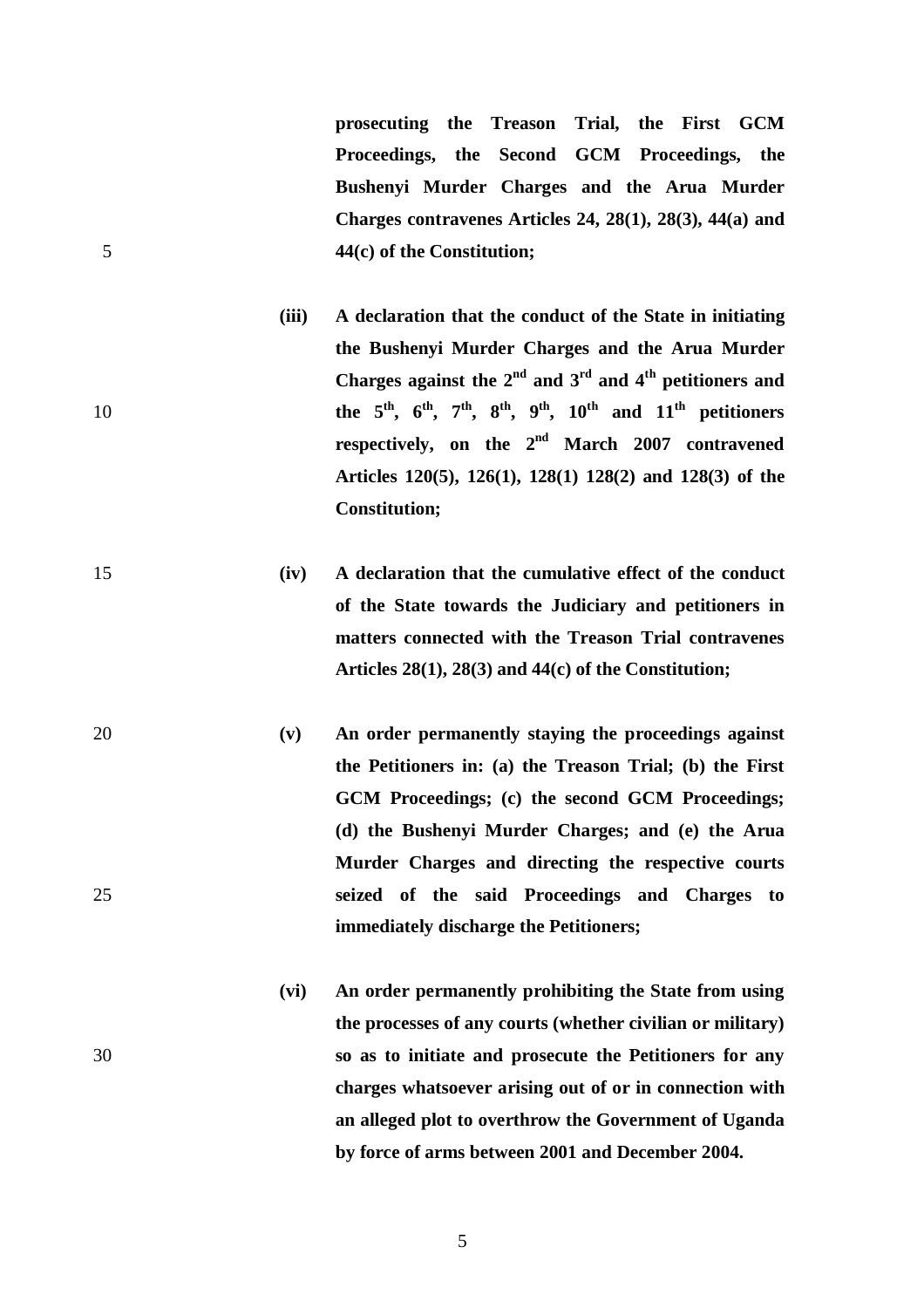**prosecuting the Treason Trial, the First GCM Proceedings, the Second GCM Proceedings, the Bushenyi Murder Charges and the Arua Murder Charges contravenes Articles 24, 28(1), 28(3), 44(a) and 44(c) of the Constitution;**

**(iii) A declaration that the conduct of the State in initiating the Bushenyi Murder Charges and the Arua Murder Charges against the 2nd and 3rd and 4th petitioners and the 5th, 6th, 7th, 8th, 9th, 10th and 11th petitioners respectively, on the 2nd March 2007 contravened Articles 120(5), 126(1), 128(1) 128(2) and 128(3) of the Constitution;**

**(iv) A declaration that the cumulative effect of the conduct of the State towards the Judiciary and petitioners in matters connected with the Treason Trial contravenes Articles 28(1), 28(3) and 44(c) of the Constitution;**

**(v) An order permanently staying the proceedings against the Petitioners in: (a) the Treason Trial; (b) the First GCM Proceedings; (c) the second GCM Proceedings; (d) the Bushenyi Murder Charges; and (e) the Arua Murder Charges and directing the respective courts seized of the said Proceedings and Charges to immediately discharge the Petitioners;**

**(vi) An order permanently prohibiting the State from using the processes of any courts (whether civilian or military) so as to initiate and prosecute the Petitioners for any charges whatsoever arising out of or in connection with an alleged plot to overthrow the Government of Uganda by force of arms between 2001 and December 2004.**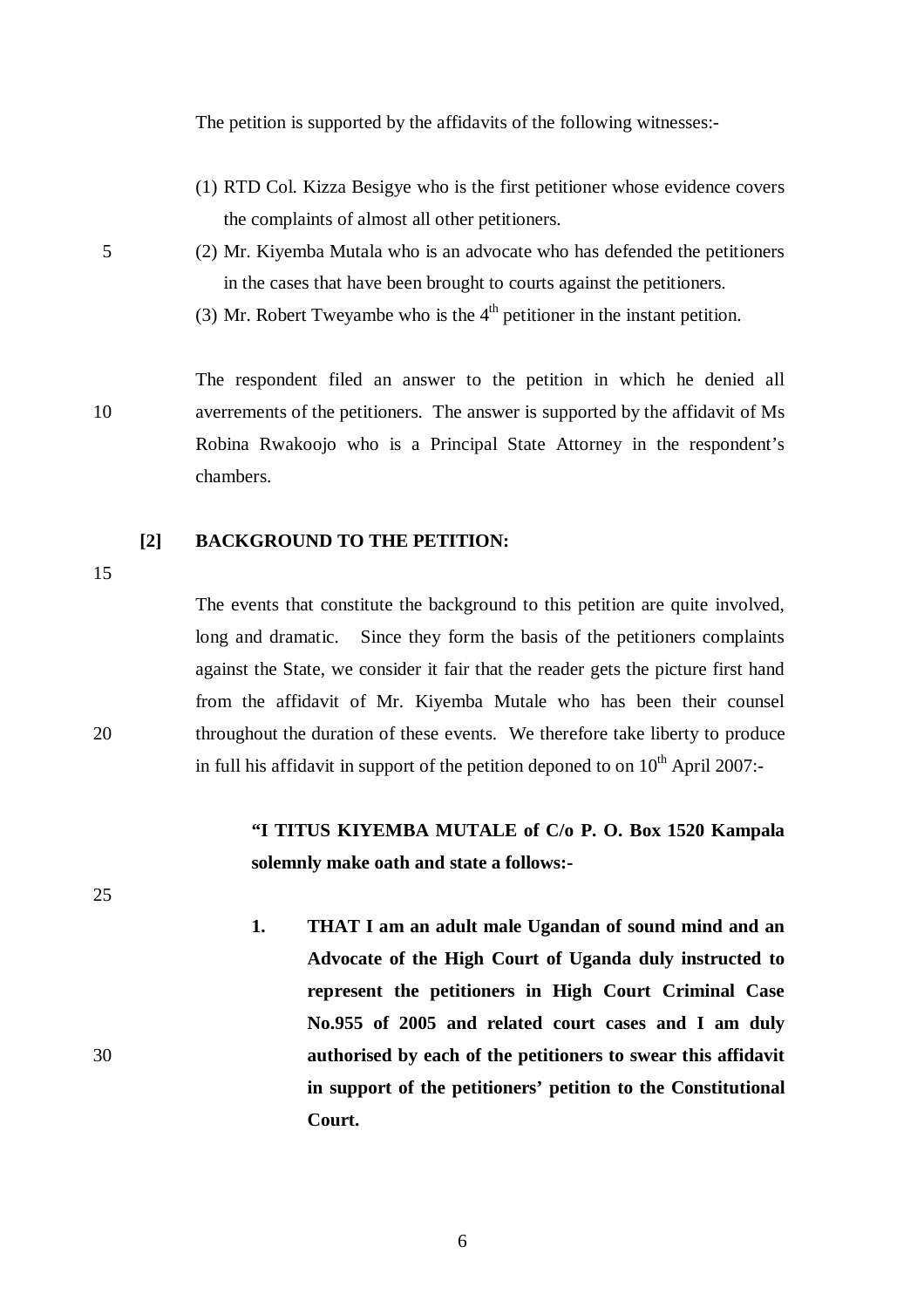The petition is supported by the affidavits of the following witnesses:-

(1) RTD Col. Kizza Besigye who is the first petitioner whose evidence covers the complaints of almost all other petitioners.
(2) Mr. Kiyemba Mutala who is an advocate who has defended the petitioners in the cases that have been brought to courts against the petitioners.
(3) Mr. Robert Tweyambe who is the 4th petitioner in the instant petition.

The respondent filed an answer to the petition in which he denied all averrements of the petitioners. The answer is supported by the affidavit of Ms Robina Rwakoojo who is a Principal State Attorney in the respondent's chambers.

**[2] BACKGROUND TO THE PETITION:**

The events that constitute the background to this petition are quite involved, long and dramatic. Since they form the basis of the petitioners complaints against the State, we consider it fair that the reader gets the picture first hand from the affidavit of Mr. Kiyemba Mutale who has been their counsel throughout the duration of these events. We therefore take liberty to produce in full his affidavit in support of the petition deponed to on 10th April 2007:-

> **"I TITUS KIYEMBA MUTALE of C/o P. O. Box 1520 Kampala solemnly make oath and state a follows:-**
>
> 1. **THAT I am an adult male Ugandan of sound mind and an Advocate of the High Court of Uganda duly instructed to represent the petitioners in High Court Criminal Case No.955 of 2005 and related court cases and I am duly authorised by each of the petitioners to swear this affidavit in support of the petitioners' petition to the Constitutional Court.**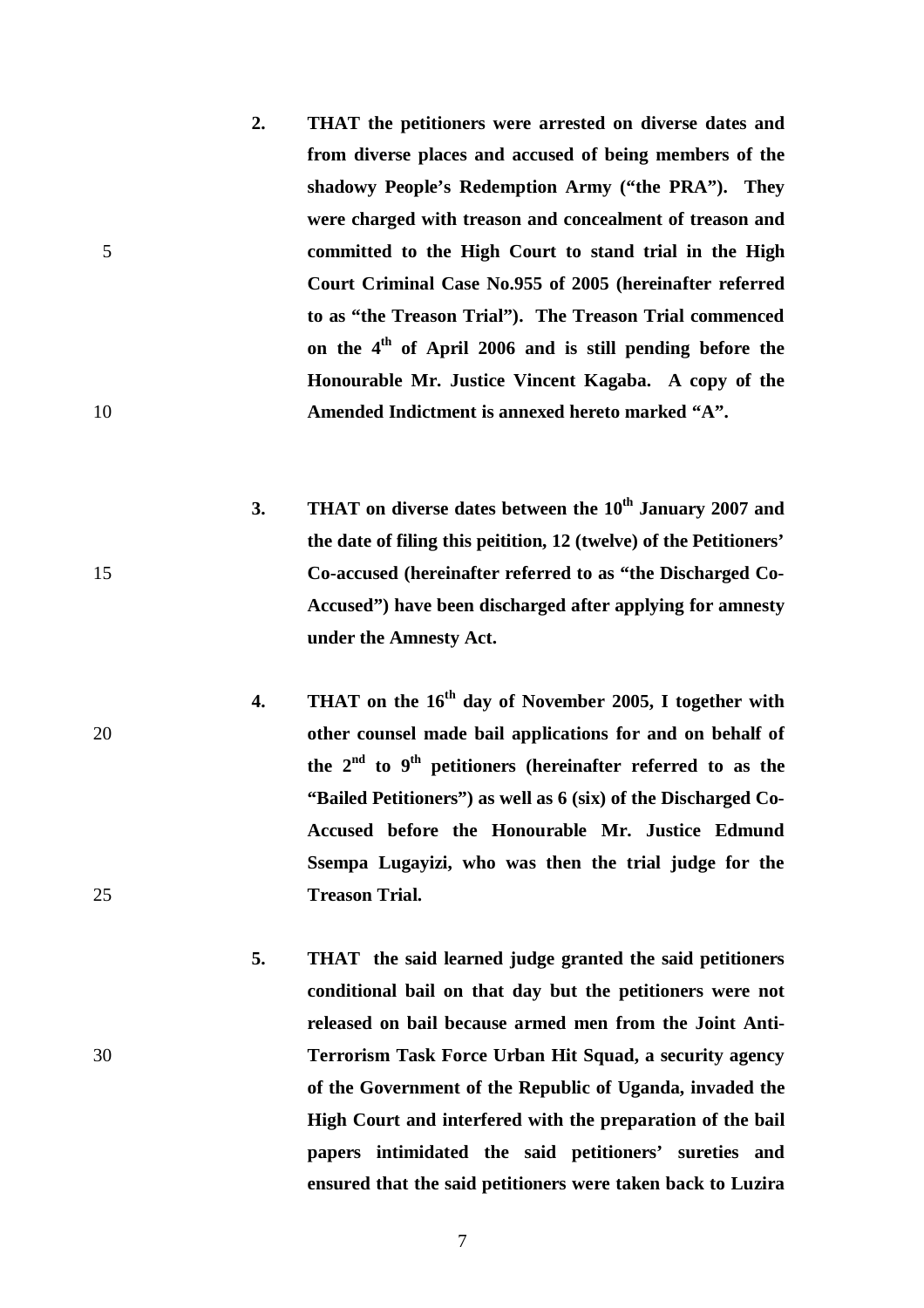2. **THAT the petitioners were arrested on diverse dates and from diverse places and accused of being members of the shadowy People's Redemption Army ("the PRA"). They were charged with treason and concealment of treason and committed to the High Court to stand trial in the High Court Criminal Case No.955 of 2005 (hereinafter referred to as "the Treason Trial"). The Treason Trial commenced on the 4th of April 2006 and is still pending before the Honourable Mr. Justice Vincent Kagaba. A copy of the Amended Indictment is annexed hereto marked "A".**

3. **THAT on diverse dates between the 10th January 2007 and the date of filing this peitition, 12 (twelve) of the Petitioners' Co-accused (hereinafter referred to as "the Discharged Co-Accused") have been discharged after applying for amnesty under the Amnesty Act.**

4. **THAT on the 16th day of November 2005, I together with other counsel made bail applications for and on behalf of the 2nd to 9th petitioners (hereinafter referred to as the "Bailed Petitioners") as well as 6 (six) of the Discharged Co-Accused before the Honourable Mr. Justice Edmund Ssempa Lugayizi, who was then the trial judge for the Treason Trial.**

5. **THAT the said learned judge granted the said petitioners conditional bail on that day but the petitioners were not released on bail because armed men from the Joint Anti-Terrorism Task Force Urban Hit Squad, a security agency of the Government of the Republic of Uganda, invaded the High Court and interfered with the preparation of the bail papers intimidated the said petitioners' sureties and ensured that the said petitioners were taken back to Luzira**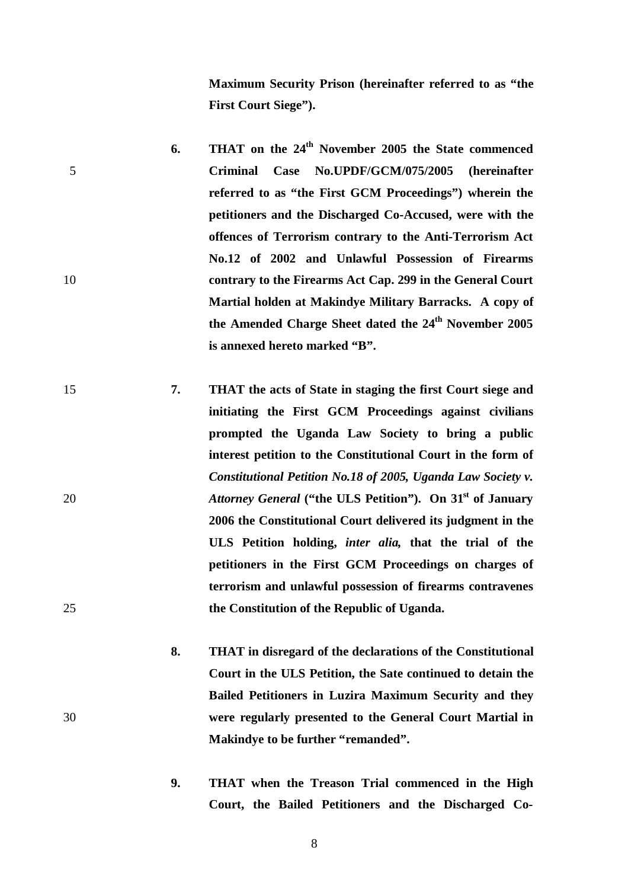**Maximum Security Prison (hereinafter referred to as "the First Court Siege").**

6. **THAT on the 24th November 2005 the State commenced Criminal Case No.UPDF/GCM/075/2005 (hereinafter referred to as "the First GCM Proceedings") wherein the petitioners and the Discharged Co-Accused, were with the offences of Terrorism contrary to the Anti-Terrorism Act No.12 of 2002 and Unlawful Possession of Firearms contrary to the Firearms Act Cap. 299 in the General Court Martial holden at Makindye Military Barracks. A copy of the Amended Charge Sheet dated the 24th November 2005 is annexed hereto marked "B".**

7. **THAT the acts of State in staging the first Court siege and initiating the First GCM Proceedings against civilians prompted the Uganda Law Society to bring a public interest petition to the Constitutional Court in the form of *Constitutional Petition No.18 of 2005, Uganda Law Society v. Attorney General* ("the ULS Petition"). On 31st of January 2006 the Constitutional Court delivered its judgment in the ULS Petition holding, *inter alia,* that the trial of the petitioners in the First GCM Proceedings on charges of terrorism and unlawful possession of firearms contravenes the Constitution of the Republic of Uganda.**

8. **THAT in disregard of the declarations of the Constitutional Court in the ULS Petition, the Sate continued to detain the Bailed Petitioners in Luzira Maximum Security and they were regularly presented to the General Court Martial in Makindye to be further "remanded".**

9. **THAT when the Treason Trial commenced in the High Court, the Bailed Petitioners and the Discharged Co-**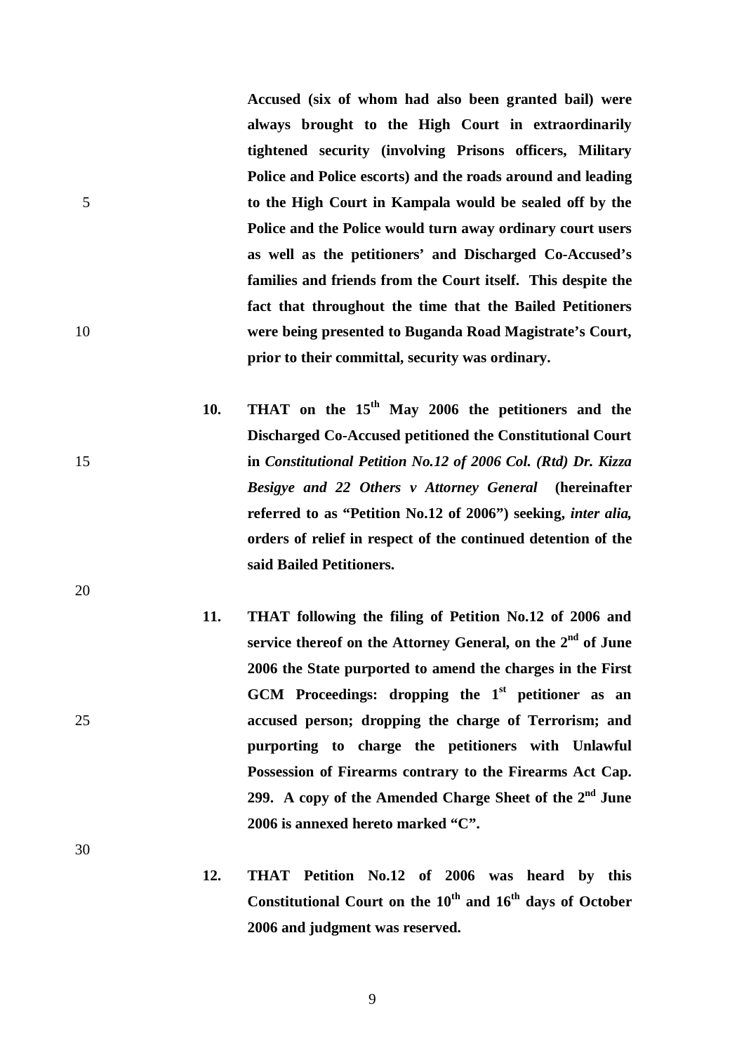**Accused (six of whom had also been granted bail) were always brought to the High Court in extraordinarily tightened security (involving Prisons officers, Military Police and Police escorts) and the roads around and leading to the High Court in Kampala would be sealed off by the Police and the Police would turn away ordinary court users as well as the petitioners' and Discharged Co-Accused's families and friends from the Court itself. This despite the fact that throughout the time that the Bailed Petitioners were being presented to Buganda Road Magistrate's Court, prior to their committal, security was ordinary.**

10. **THAT on the 15th May 2006 the petitioners and the Discharged Co-Accused petitioned the Constitutional Court in *Constitutional Petition No.12 of 2006 Col. (Rtd) Dr. Kizza Besigye and 22 Others v Attorney General* (hereinafter referred to as "Petition No.12 of 2006") seeking, *inter alia*, orders of relief in respect of the continued detention of the said Bailed Petitioners.**

11. **THAT following the filing of Petition No.12 of 2006 and service thereof on the Attorney General, on the 2nd of June 2006 the State purported to amend the charges in the First GCM Proceedings: dropping the 1st petitioner as an accused person; dropping the charge of Terrorism; and purporting to charge the petitioners with Unlawful Possession of Firearms contrary to the Firearms Act Cap. 299. A copy of the Amended Charge Sheet of the 2nd June 2006 is annexed hereto marked "C".**

12. **THAT Petition No.12 of 2006 was heard by this Constitutional Court on the 10th and 16th days of October 2006 and judgment was reserved.**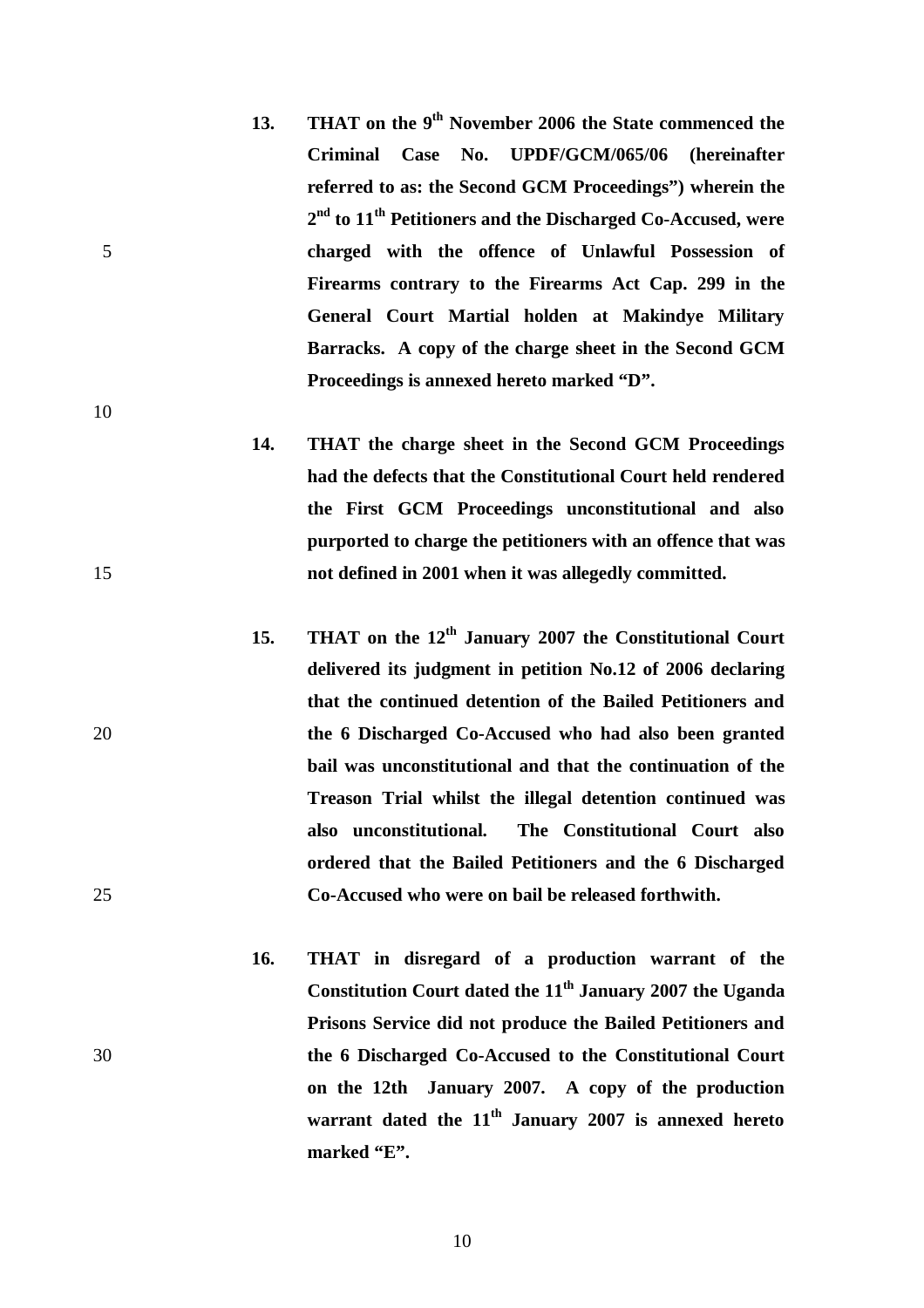**13. THAT on the 9th November 2006 the State commenced the Criminal Case No. UPDF/GCM/065/06 (hereinafter referred to as: the Second GCM Proceedings") wherein the 2nd to 11th Petitioners and the Discharged Co-Accused, were charged with the offence of Unlawful Possession of Firearms contrary to the Firearms Act Cap. 299 in the General Court Martial holden at Makindye Military Barracks. A copy of the charge sheet in the Second GCM Proceedings is annexed hereto marked "D".**

**14. THAT the charge sheet in the Second GCM Proceedings had the defects that the Constitutional Court held rendered the First GCM Proceedings unconstitutional and also purported to charge the petitioners with an offence that was not defined in 2001 when it was allegedly committed.**

**15. THAT on the 12th January 2007 the Constitutional Court delivered its judgment in petition No.12 of 2006 declaring that the continued detention of the Bailed Petitioners and the 6 Discharged Co-Accused who had also been granted bail was unconstitutional and that the continuation of the Treason Trial whilst the illegal detention continued was also unconstitutional. The Constitutional Court also ordered that the Bailed Petitioners and the 6 Discharged Co-Accused who were on bail be released forthwith.**

**16. THAT in disregard of a production warrant of the Constitution Court dated the 11th January 2007 the Uganda Prisons Service did not produce the Bailed Petitioners and the 6 Discharged Co-Accused to the Constitutional Court on the 12th January 2007. A copy of the production warrant dated the 11th January 2007 is annexed hereto marked "E".**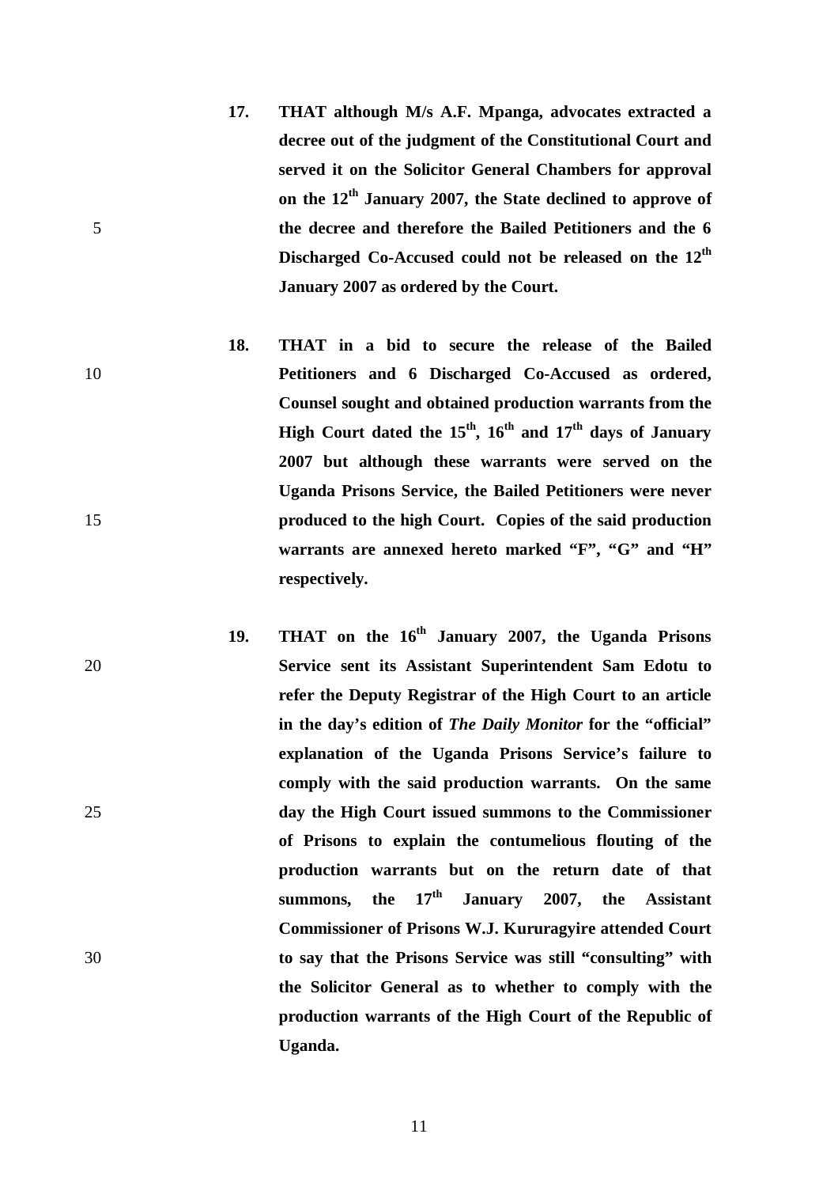**17. THAT although M/s A.F. Mpanga, advocates extracted a decree out of the judgment of the Constitutional Court and served it on the Solicitor General Chambers for approval on the 12th January 2007, the State declined to approve of the decree and therefore the Bailed Petitioners and the 6 Discharged Co-Accused could not be released on the 12th January 2007 as ordered by the Court.**

**18. THAT in a bid to secure the release of the Bailed Petitioners and 6 Discharged Co-Accused as ordered, Counsel sought and obtained production warrants from the High Court dated the 15th, 16th and 17th days of January 2007 but although these warrants were served on the Uganda Prisons Service, the Bailed Petitioners were never produced to the high Court. Copies of the said production warrants are annexed hereto marked "F", "G" and "H" respectively.**

**19. THAT on the 16th January 2007, the Uganda Prisons Service sent its Assistant Superintendent Sam Edotu to refer the Deputy Registrar of the High Court to an article in the day's edition of *The Daily Monitor* for the "official" explanation of the Uganda Prisons Service's failure to comply with the said production warrants. On the same day the High Court issued summons to the Commissioner of Prisons to explain the contumelious flouting of the production warrants but on the return date of that summons, the 17th January 2007, the Assistant Commissioner of Prisons W.J. Kururagyire attended Court to say that the Prisons Service was still "consulting" with the Solicitor General as to whether to comply with the production warrants of the High Court of the Republic of Uganda.**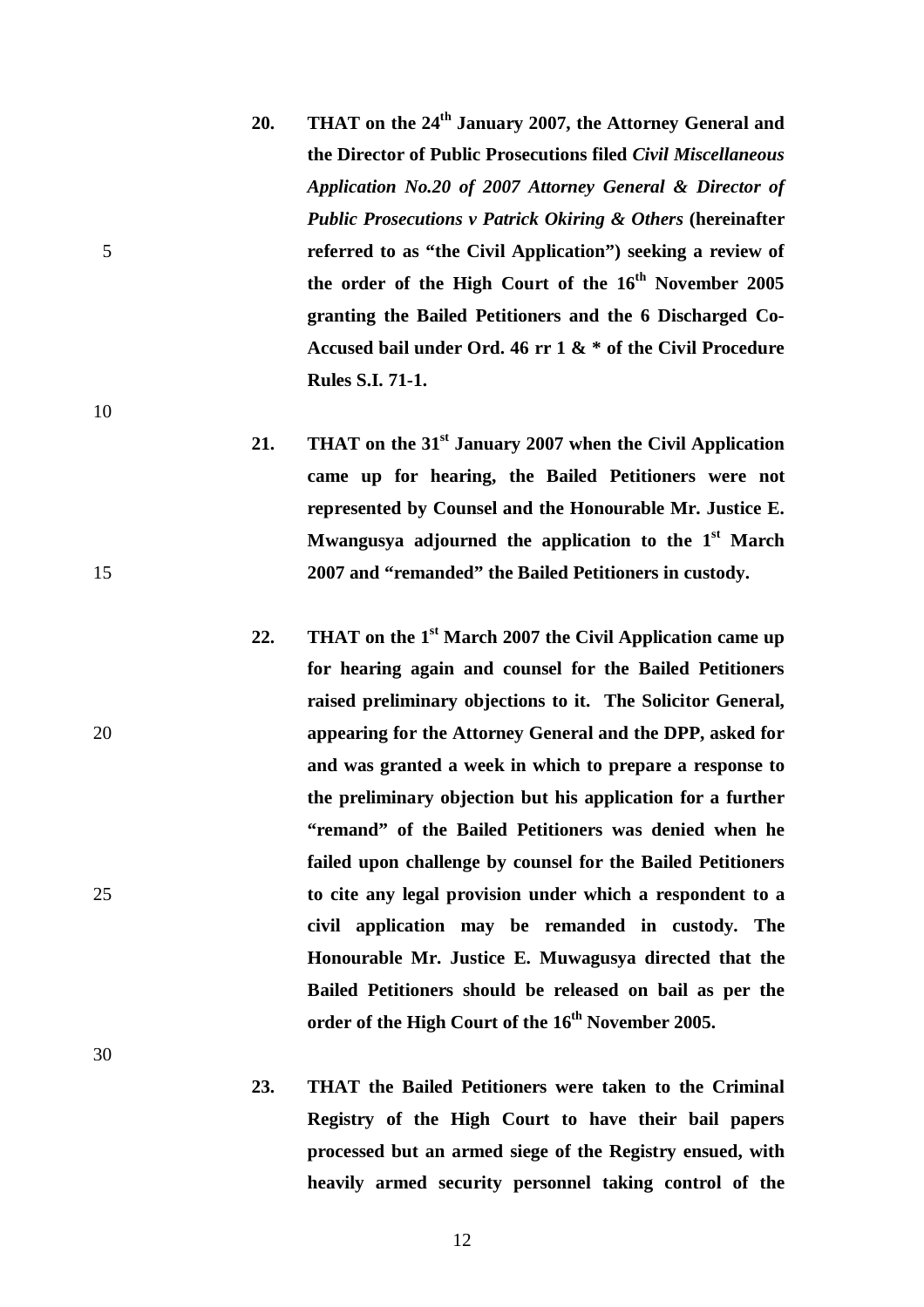20. **THAT on the 24th January 2007, the Attorney General and the Director of Public Prosecutions filed *Civil Miscellaneous Application No.20 of 2007 Attorney General & Director of Public Prosecutions v Patrick Okiring & Others* (hereinafter referred to as "the Civil Application") seeking a review of the order of the High Court of the 16th November 2005 granting the Bailed Petitioners and the 6 Discharged Co-Accused bail under Ord. 46 rr 1 & * of the Civil Procedure Rules S.I. 71-1.**

21. **THAT on the 31st January 2007 when the Civil Application came up for hearing, the Bailed Petitioners were not represented by Counsel and the Honourable Mr. Justice E. Mwangusya adjourned the application to the 1st March 2007 and "remanded" the Bailed Petitioners in custody.**

22. **THAT on the 1st March 2007 the Civil Application came up for hearing again and counsel for the Bailed Petitioners raised preliminary objections to it. The Solicitor General, appearing for the Attorney General and the DPP, asked for and was granted a week in which to prepare a response to the preliminary objection but his application for a further "remand" of the Bailed Petitioners was denied when he failed upon challenge by counsel for the Bailed Petitioners to cite any legal provision under which a respondent to a civil application may be remanded in custody. The Honourable Mr. Justice E. Muwagusya directed that the Bailed Petitioners should be released on bail as per the order of the High Court of the 16th November 2005.**

23. **THAT the Bailed Petitioners were taken to the Criminal Registry of the High Court to have their bail papers processed but an armed siege of the Registry ensued, with heavily armed security personnel taking control of the**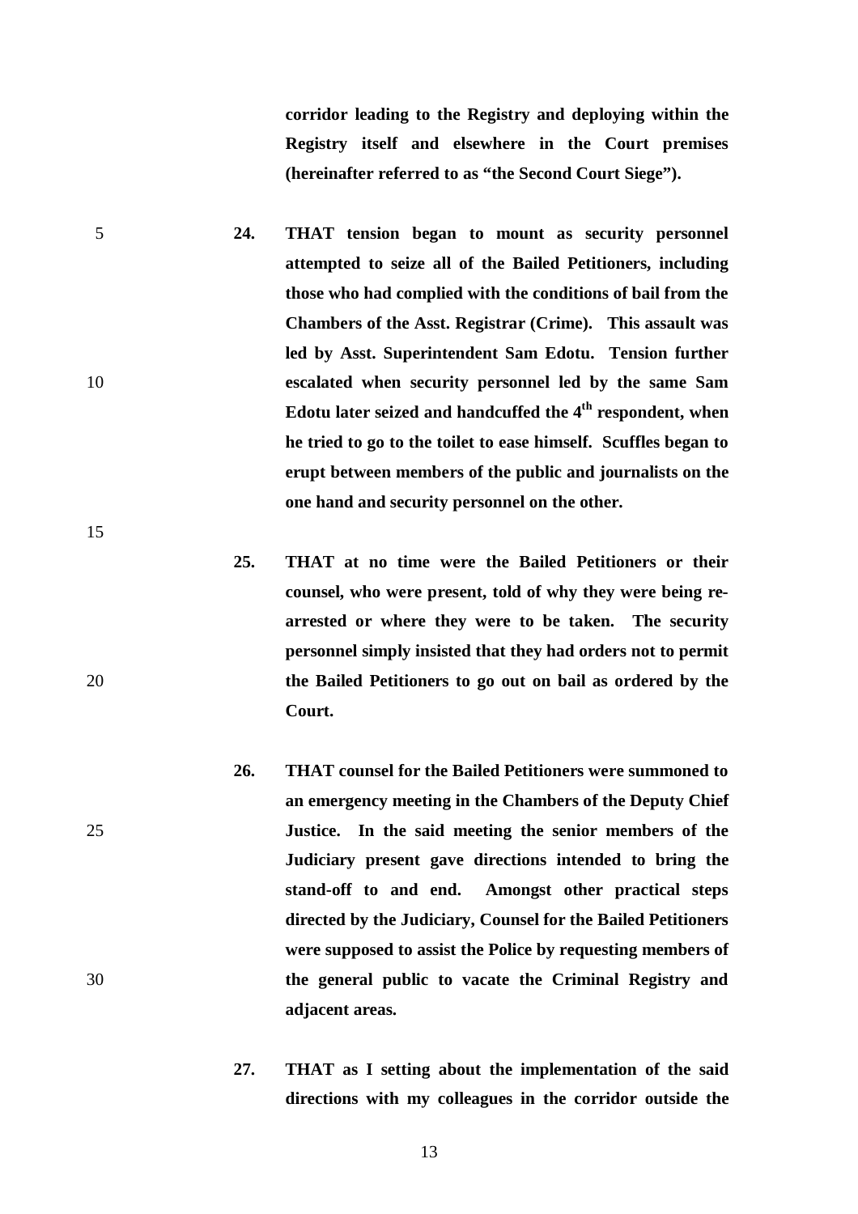**corridor leading to the Registry and deploying within the Registry itself and elsewhere in the Court premises (hereinafter referred to as "the Second Court Siege").**

**24. THAT tension began to mount as security personnel attempted to seize all of the Bailed Petitioners, including those who had complied with the conditions of bail from the Chambers of the Asst. Registrar (Crime). This assault was led by Asst. Superintendent Sam Edotu. Tension further escalated when security personnel led by the same Sam Edotu later seized and handcuffed the 4th respondent, when he tried to go to the toilet to ease himself. Scuffles began to erupt between members of the public and journalists on the one hand and security personnel on the other.**

**25. THAT at no time were the Bailed Petitioners or their counsel, who were present, told of why they were being re-arrested or where they were to be taken. The security personnel simply insisted that they had orders not to permit the Bailed Petitioners to go out on bail as ordered by the Court.**

**26. THAT counsel for the Bailed Petitioners were summoned to an emergency meeting in the Chambers of the Deputy Chief Justice. In the said meeting the senior members of the Judiciary present gave directions intended to bring the stand-off to and end. Amongst other practical steps directed by the Judiciary, Counsel for the Bailed Petitioners were supposed to assist the Police by requesting members of the general public to vacate the Criminal Registry and adjacent areas.**

**27. THAT as I setting about the implementation of the said directions with my colleagues in the corridor outside the**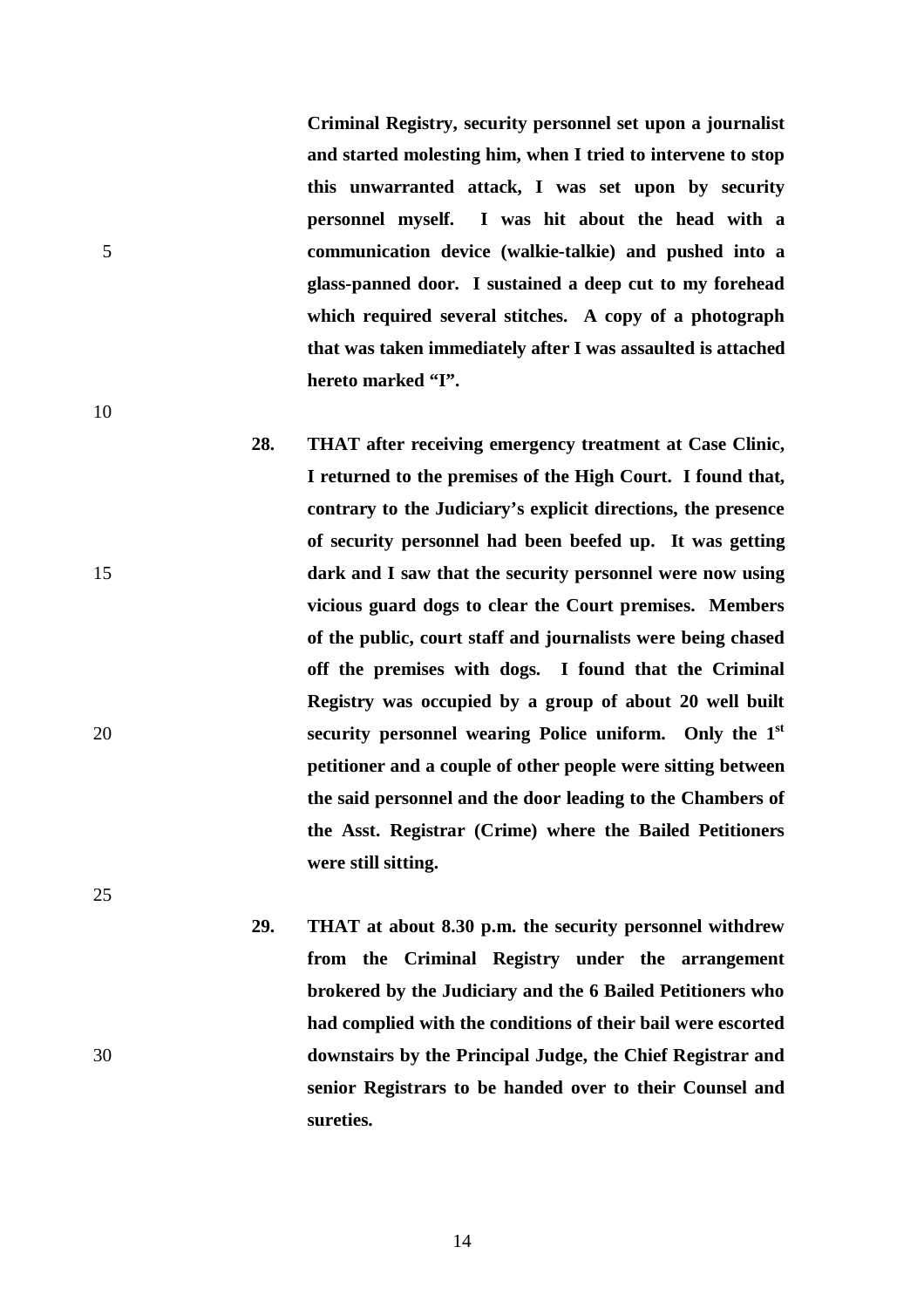**Criminal Registry, security personnel set upon a journalist and started molesting him, when I tried to intervene to stop this unwarranted attack, I was set upon by security personnel myself. I was hit about the head with a communication device (walkie-talkie) and pushed into a glass-panned door. I sustained a deep cut to my forehead which required several stitches. A copy of a photograph that was taken immediately after I was assaulted is attached hereto marked "I".**

**28. THAT after receiving emergency treatment at Case Clinic, I returned to the premises of the High Court. I found that, contrary to the Judiciary's explicit directions, the presence of security personnel had been beefed up. It was getting dark and I saw that the security personnel were now using vicious guard dogs to clear the Court premises. Members of the public, court staff and journalists were being chased off the premises with dogs. I found that the Criminal Registry was occupied by a group of about 20 well built security personnel wearing Police uniform. Only the 1st petitioner and a couple of other people were sitting between the said personnel and the door leading to the Chambers of the Asst. Registrar (Crime) where the Bailed Petitioners were still sitting.**

**29. THAT at about 8.30 p.m. the security personnel withdrew from the Criminal Registry under the arrangement brokered by the Judiciary and the 6 Bailed Petitioners who had complied with the conditions of their bail were escorted downstairs by the Principal Judge, the Chief Registrar and senior Registrars to be handed over to their Counsel and sureties.**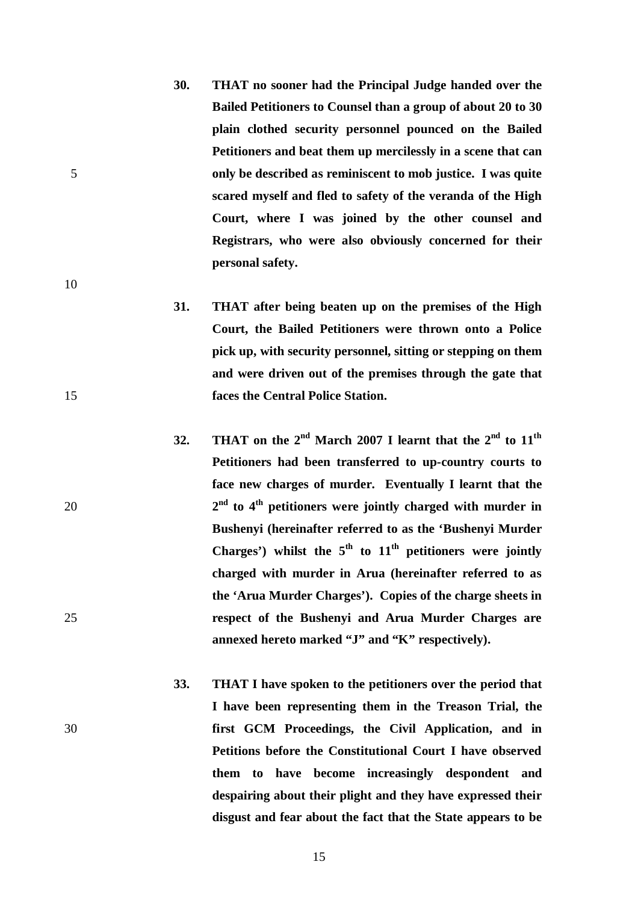**30. THAT no sooner had the Principal Judge handed over the Bailed Petitioners to Counsel than a group of about 20 to 30 plain clothed security personnel pounced on the Bailed Petitioners and beat them up mercilessly in a scene that can only be described as reminiscent to mob justice. I was quite scared myself and fled to safety of the veranda of the High Court, where I was joined by the other counsel and Registrars, who were also obviously concerned for their personal safety.**

**31. THAT after being beaten up on the premises of the High Court, the Bailed Petitioners were thrown onto a Police pick up, with security personnel, sitting or stepping on them and were driven out of the premises through the gate that faces the Central Police Station.**

**32. THAT on the 2nd March 2007 I learnt that the 2nd to 11th Petitioners had been transferred to up-country courts to face new charges of murder. Eventually I learnt that the 2nd to 4th petitioners were jointly charged with murder in Bushenyi (hereinafter referred to as the 'Bushenyi Murder Charges') whilst the 5th to 11th petitioners were jointly charged with murder in Arua (hereinafter referred to as the 'Arua Murder Charges'). Copies of the charge sheets in respect of the Bushenyi and Arua Murder Charges are annexed hereto marked "J" and "K" respectively).**

**33. THAT I have spoken to the petitioners over the period that I have been representing them in the Treason Trial, the first GCM Proceedings, the Civil Application, and in Petitions before the Constitutional Court I have observed them to have become increasingly despondent and despairing about their plight and they have expressed their disgust and fear about the fact that the State appears to be**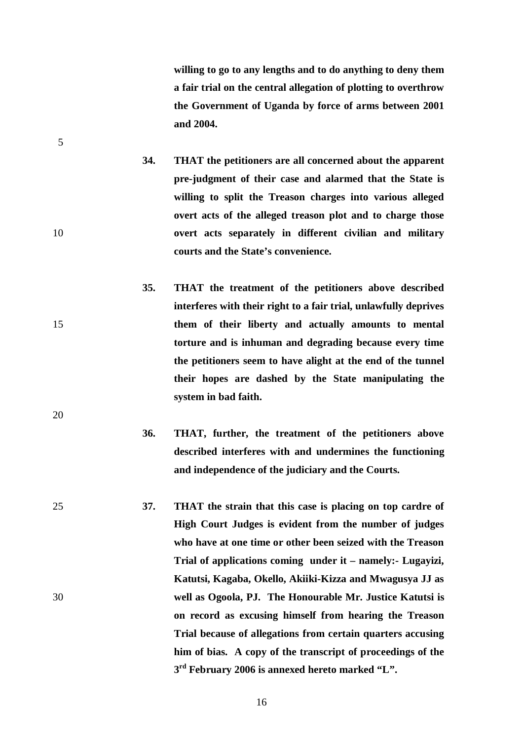**willing to go to any lengths and to do anything to deny them a fair trial on the central allegation of plotting to overthrow the Government of Uganda by force of arms between 2001 and 2004.**

**34. THAT the petitioners are all concerned about the apparent pre-judgment of their case and alarmed that the State is willing to split the Treason charges into various alleged overt acts of the alleged treason plot and to charge those overt acts separately in different civilian and military courts and the State's convenience.**

**35. THAT the treatment of the petitioners above described interferes with their right to a fair trial, unlawfully deprives them of their liberty and actually amounts to mental torture and is inhuman and degrading because every time the petitioners seem to have alight at the end of the tunnel their hopes are dashed by the State manipulating the system in bad faith.**

**36. THAT, further, the treatment of the petitioners above described interferes with and undermines the functioning and independence of the judiciary and the Courts.**

**37. THAT the strain that this case is placing on top cardre of High Court Judges is evident from the number of judges who have at one time or other been seized with the Treason Trial of applications coming under it – namely:- Lugayizi, Katutsi, Kagaba, Okello, Akiiki-Kizza and Mwagusya JJ as well as Ogoola, PJ. The Honourable Mr. Justice Katutsi is on record as excusing himself from hearing the Treason Trial because of allegations from certain quarters accusing him of bias. A copy of the transcript of proceedings of the 3rd February 2006 is annexed hereto marked "L".**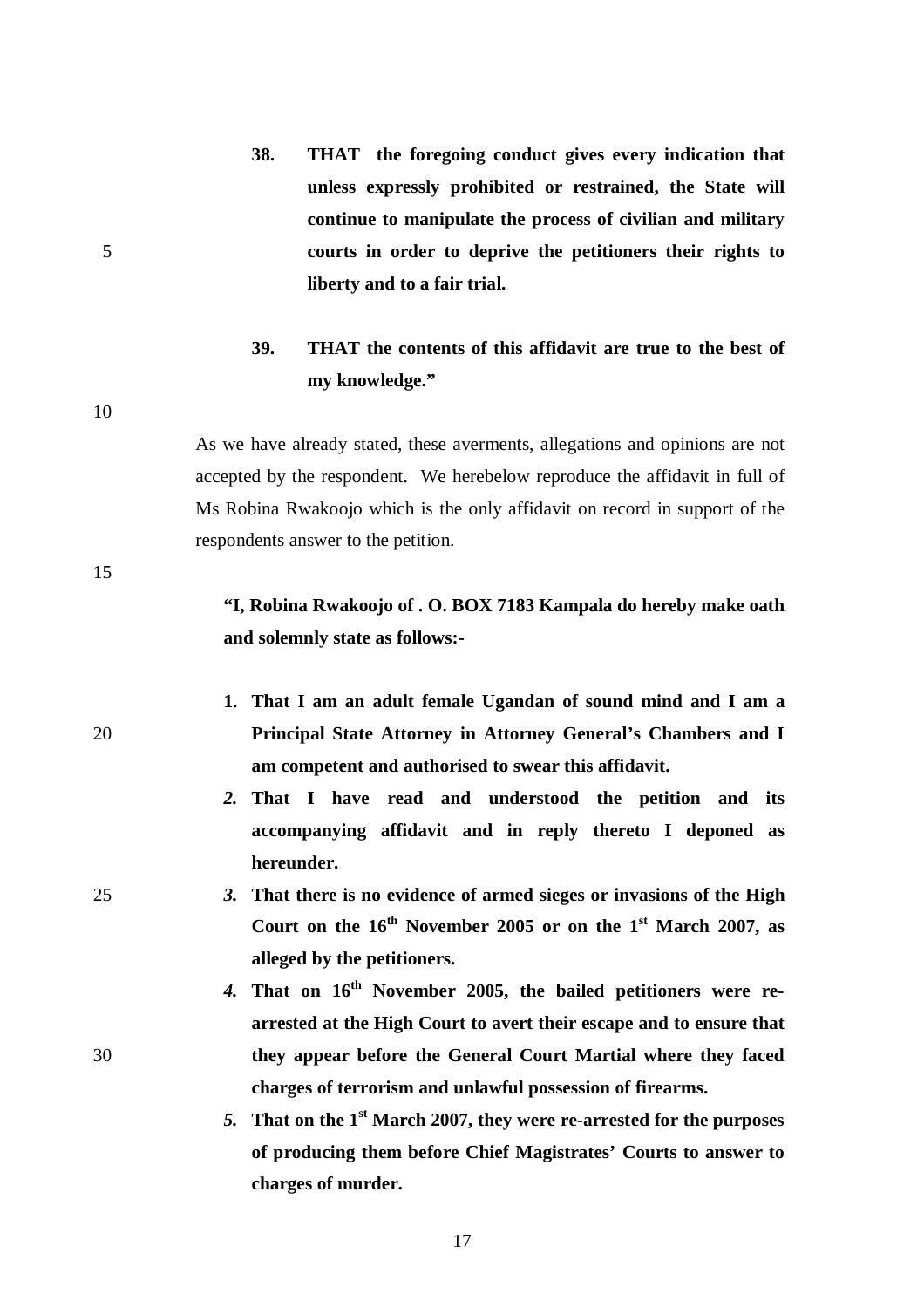**38. THAT the foregoing conduct gives every indication that unless expressly prohibited or restrained, the State will continue to manipulate the process of civilian and military courts in order to deprive the petitioners their rights to liberty and to a fair trial.**

**39. THAT the contents of this affidavit are true to the best of my knowledge."**

As we have already stated, these averments, allegations and opinions are not accepted by the respondent. We herebelow reproduce the affidavit in full of Ms Robina Rwakoojo which is the only affidavit on record in support of the respondents answer to the petition.

**"I, Robina Rwakoojo of . O. BOX 7183 Kampala do hereby make oath and solemnly state as follows:-**

1. **That I am an adult female Ugandan of sound mind and I am a Principal State Attorney in Attorney General's Chambers and I am competent and authorised to swear this affidavit.**
2. **That I have read and understood the petition and its accompanying affidavit and in reply thereto I deponed as hereunder.**
3. **That there is no evidence of armed sieges or invasions of the High Court on the 16th November 2005 or on the 1st March 2007, as alleged by the petitioners.**
4. **That on 16th November 2005, the bailed petitioners were re-arrested at the High Court to avert their escape and to ensure that they appear before the General Court Martial where they faced charges of terrorism and unlawful possession of firearms.**
5. **That on the 1st March 2007, they were re-arrested for the purposes of producing them before Chief Magistrates' Courts to answer to charges of murder.**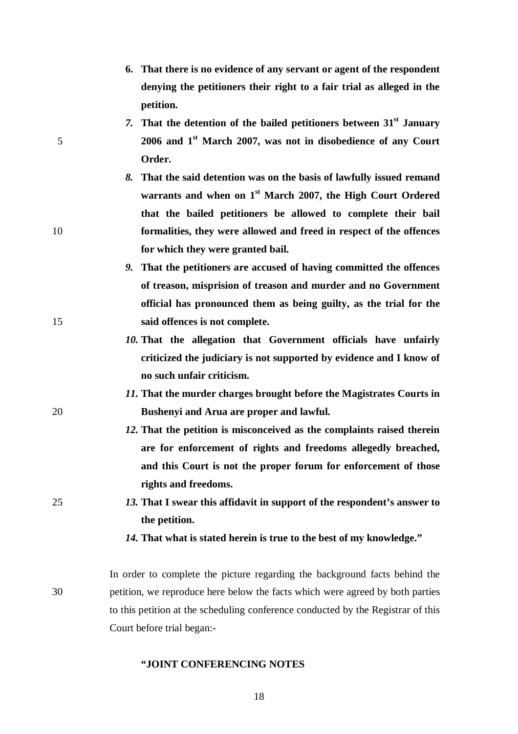6. **That there is no evidence of any servant or agent of the respondent denying the petitioners their right to a fair trial as alleged in the petition.**
7. **That the detention of the bailed petitioners between 31st January 2006 and 1st March 2007, was not in disobedience of any Court Order.**
8. **That the said detention was on the basis of lawfully issued remand warrants and when on 1st March 2007, the High Court Ordered that the bailed petitioners be allowed to complete their bail formalities, they were allowed and freed in respect of the offences for which they were granted bail.**
9. **That the petitioners are accused of having committed the offences of treason, misprision of treason and murder and no Government official has pronounced them as being guilty, as the trial for the said offences is not complete.**
10. **That the allegation that Government officials have unfairly criticized the judiciary is not supported by evidence and I know of no such unfair criticism.**
11. **That the murder charges brought before the Magistrates Courts in Bushenyi and Arua are proper and lawful.**
12. **That the petition is misconceived as the complaints raised therein are for enforcement of rights and freedoms allegedly breached, and this Court is not the proper forum for enforcement of those rights and freedoms.**
13. **That I swear this affidavit in support of the respondent's answer to the petition.**
14. **That what is stated herein is true to the best of my knowledge."**

In order to complete the picture regarding the background facts behind the petition, we reproduce here below the facts which were agreed by both parties to this petition at the scheduling conference conducted by the Registrar of this Court before trial began:-

**"JOINT CONFERENCING NOTES**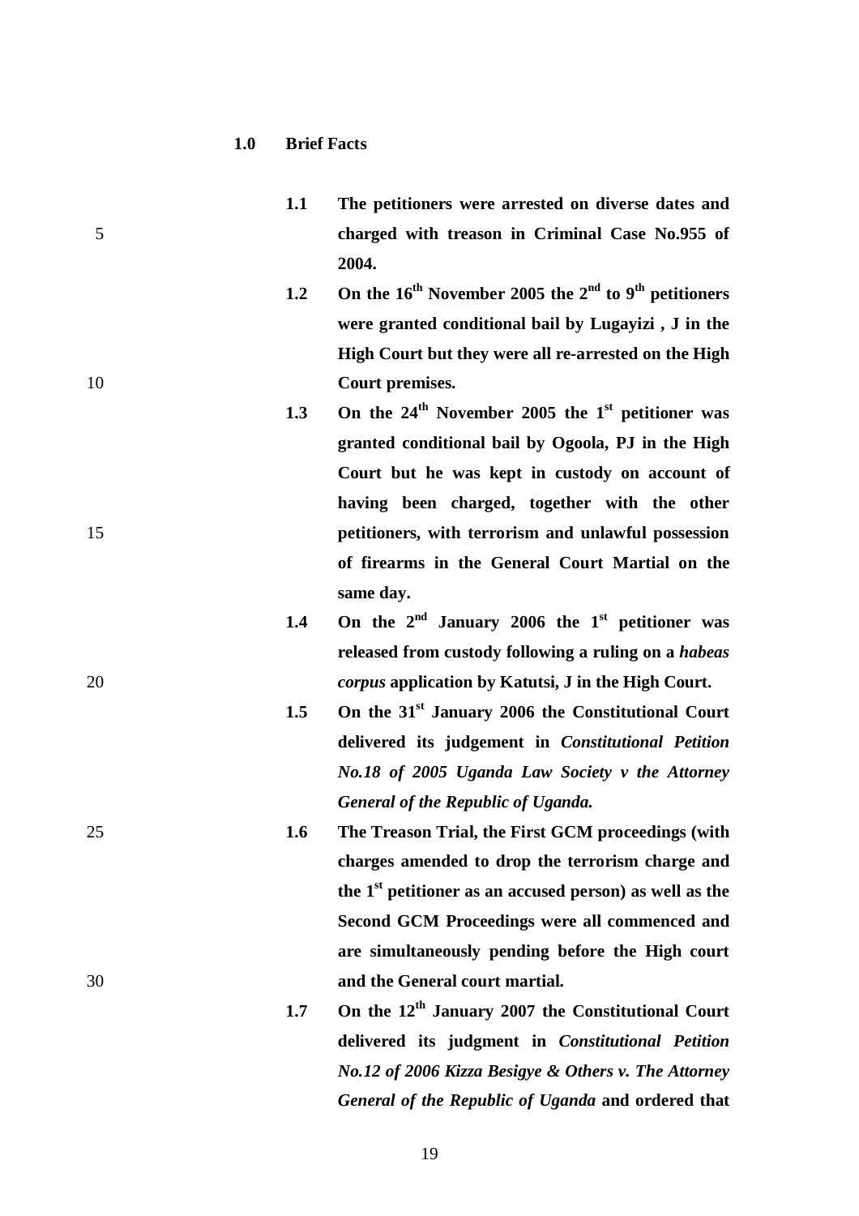**1.0 Brief Facts**

**1.1 The petitioners were arrested on diverse dates and charged with treason in Criminal Case No.955 of 2004.**

**1.2 On the 16th November 2005 the 2nd to 9th petitioners were granted conditional bail by Lugayizi , J in the High Court but they were all re-arrested on the High Court premises.**

**1.3 On the 24th November 2005 the 1st petitioner was granted conditional bail by Ogoola, PJ in the High Court but he was kept in custody on account of having been charged, together with the other petitioners, with terrorism and unlawful possession of firearms in the General Court Martial on the same day.**

**1.4 On the 2nd January 2006 the 1st petitioner was released from custody following a ruling on a *habeas corpus* application by Katutsi, J in the High Court.**

**1.5 On the 31st January 2006 the Constitutional Court delivered its judgement in *Constitutional Petition No.18 of 2005 Uganda Law Society v the Attorney General of the Republic of Uganda.***

**1.6 The Treason Trial, the First GCM proceedings (with charges amended to drop the terrorism charge and the 1st petitioner as an accused person) as well as the Second GCM Proceedings were all commenced and are simultaneously pending before the High court and the General court martial.**

**1.7 On the 12th January 2007 the Constitutional Court delivered its judgment in *Constitutional Petition No.12 of 2006 Kizza Besigye & Others v. The Attorney General of the Republic of Uganda* and ordered that**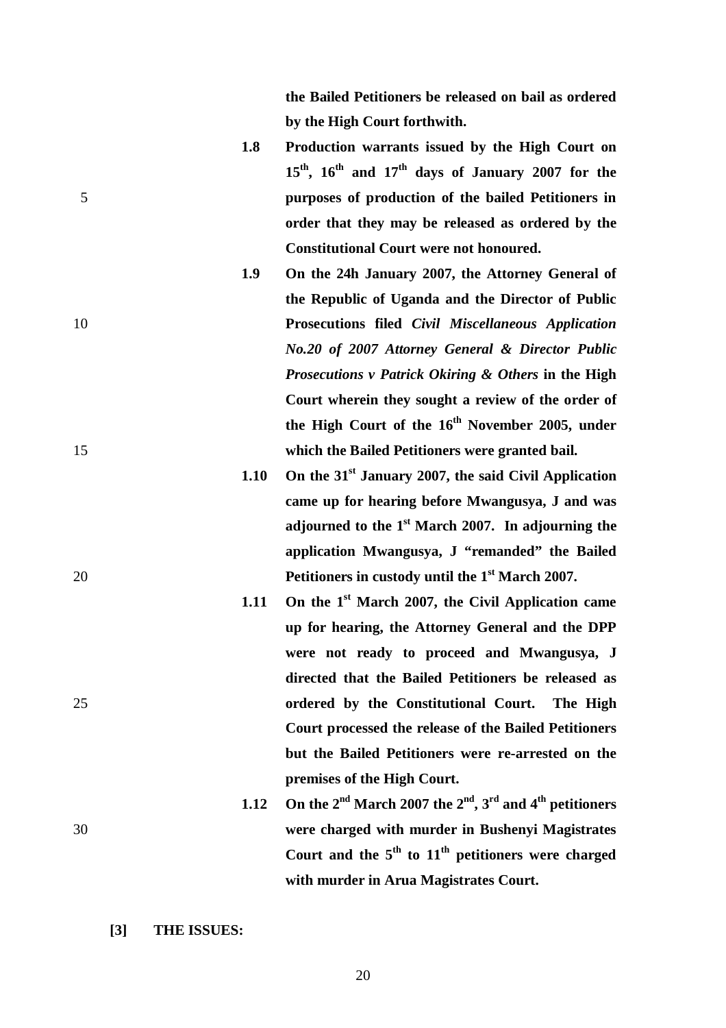**the Bailed Petitioners be released on bail as ordered by the High Court forthwith.**

**1.8 Production warrants issued by the High Court on 15th, 16th and 17th days of January 2007 for the purposes of production of the bailed Petitioners in order that they may be released as ordered by the Constitutional Court were not honoured.**

**1.9 On the 24h January 2007, the Attorney General of the Republic of Uganda and the Director of Public Prosecutions filed *Civil Miscellaneous Application No.20 of 2007 Attorney General & Director Public Prosecutions v Patrick Okiring & Others* in the High Court wherein they sought a review of the order of the High Court of the 16th November 2005, under which the Bailed Petitioners were granted bail.**

**1.10 On the 31st January 2007, the said Civil Application came up for hearing before Mwangusya, J and was adjourned to the 1st March 2007. In adjourning the application Mwangusya, J "remanded" the Bailed Petitioners in custody until the 1st March 2007.**

**1.11 On the 1st March 2007, the Civil Application came up for hearing, the Attorney General and the DPP were not ready to proceed and Mwangusya, J directed that the Bailed Petitioners be released as ordered by the Constitutional Court. The High Court processed the release of the Bailed Petitioners but the Bailed Petitioners were re-arrested on the premises of the High Court.**

**1.12 On the 2nd March 2007 the 2nd, 3rd and 4th petitioners were charged with murder in Bushenyi Magistrates Court and the 5th to 11th petitioners were charged with murder in Arua Magistrates Court.**

**[3] THE ISSUES:**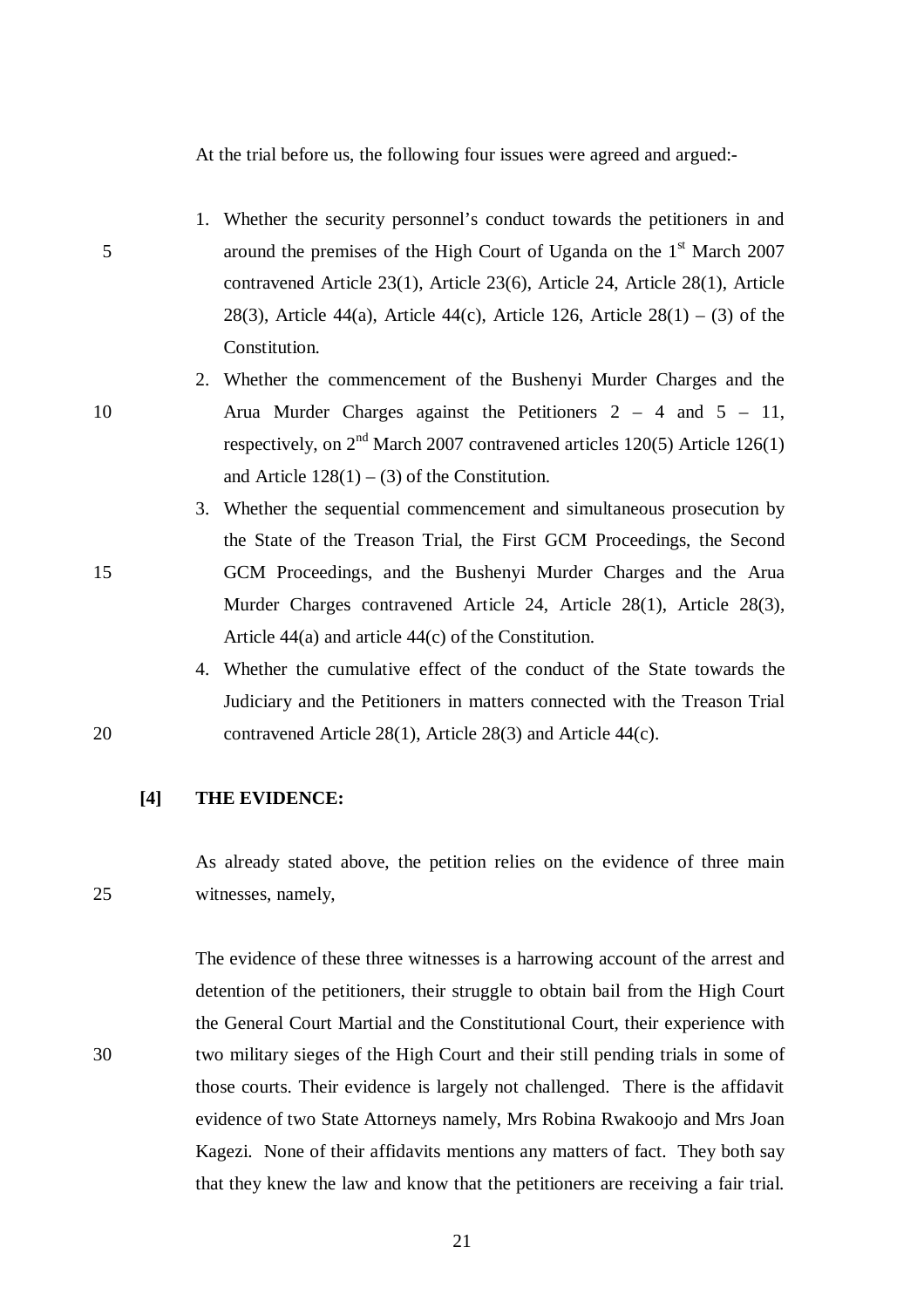At the trial before us, the following four issues were agreed and argued:-

1. Whether the security personnel's conduct towards the petitioners in and around the premises of the High Court of Uganda on the 1st March 2007 contravened Article 23(1), Article 23(6), Article 24, Article 28(1), Article 28(3), Article 44(a), Article 44(c), Article 126, Article 28(1) – (3) of the Constitution.
2. Whether the commencement of the Bushenyi Murder Charges and the Arua Murder Charges against the Petitioners 2 – 4 and 5 – 11, respectively, on 2nd March 2007 contravened articles 120(5) Article 126(1) and Article 128(1) – (3) of the Constitution.
3. Whether the sequential commencement and simultaneous prosecution by the State of the Treason Trial, the First GCM Proceedings, the Second GCM Proceedings, and the Bushenyi Murder Charges and the Arua Murder Charges contravened Article 24, Article 28(1), Article 28(3), Article 44(a) and article 44(c) of the Constitution.
4. Whether the cumulative effect of the conduct of the State towards the Judiciary and the Petitioners in matters connected with the Treason Trial contravened Article 28(1), Article 28(3) and Article 44(c).

**[4] THE EVIDENCE:**

As already stated above, the petition relies on the evidence of three main witnesses, namely,

The evidence of these three witnesses is a harrowing account of the arrest and detention of the petitioners, their struggle to obtain bail from the High Court the General Court Martial and the Constitutional Court, their experience with two military sieges of the High Court and their still pending trials in some of those courts. Their evidence is largely not challenged. There is the affidavit evidence of two State Attorneys namely, Mrs Robina Rwakoojo and Mrs Joan Kagezi. None of their affidavits mentions any matters of fact. They both say that they knew the law and know that the petitioners are receiving a fair trial.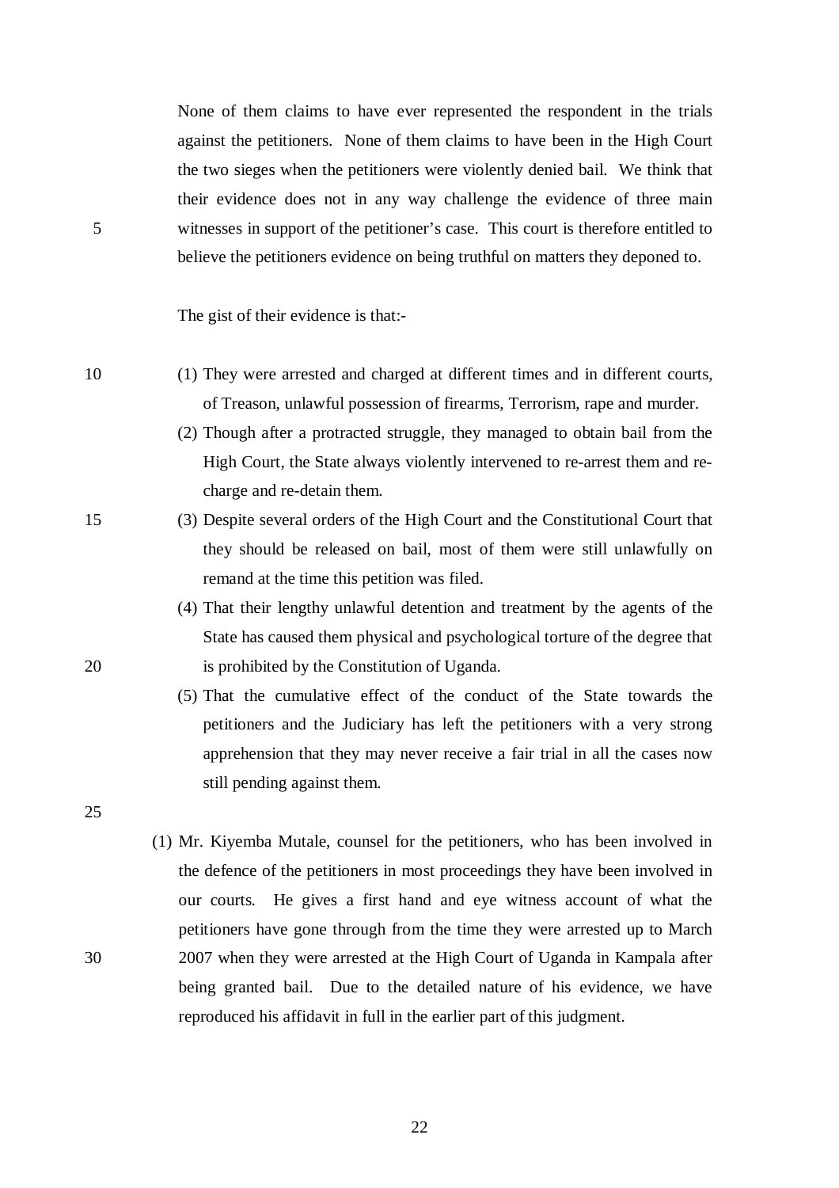None of them claims to have ever represented the respondent in the trials against the petitioners. None of them claims to have been in the High Court the two sieges when the petitioners were violently denied bail. We think that their evidence does not in any way challenge the evidence of three main witnesses in support of the petitioner's case. This court is therefore entitled to believe the petitioners evidence on being truthful on matters they deponed to.

The gist of their evidence is that:-

(1) They were arrested and charged at different times and in different courts, of Treason, unlawful possession of firearms, Terrorism, rape and murder.
(2) Though after a protracted struggle, they managed to obtain bail from the High Court, the State always violently intervened to re-arrest them and re-charge and re-detain them.
(3) Despite several orders of the High Court and the Constitutional Court that they should be released on bail, most of them were still unlawfully on remand at the time this petition was filed.
(4) That their lengthy unlawful detention and treatment by the agents of the State has caused them physical and psychological torture of the degree that is prohibited by the Constitution of Uganda.
(5) That the cumulative effect of the conduct of the State towards the petitioners and the Judiciary has left the petitioners with a very strong apprehension that they may never receive a fair trial in all the cases now still pending against them.

(1) Mr. Kiyemba Mutale, counsel for the petitioners, who has been involved in the defence of the petitioners in most proceedings they have been involved in our courts. He gives a first hand and eye witness account of what the petitioners have gone through from the time they were arrested up to March 2007 when they were arrested at the High Court of Uganda in Kampala after being granted bail. Due to the detailed nature of his evidence, we have reproduced his affidavit in full in the earlier part of this judgment.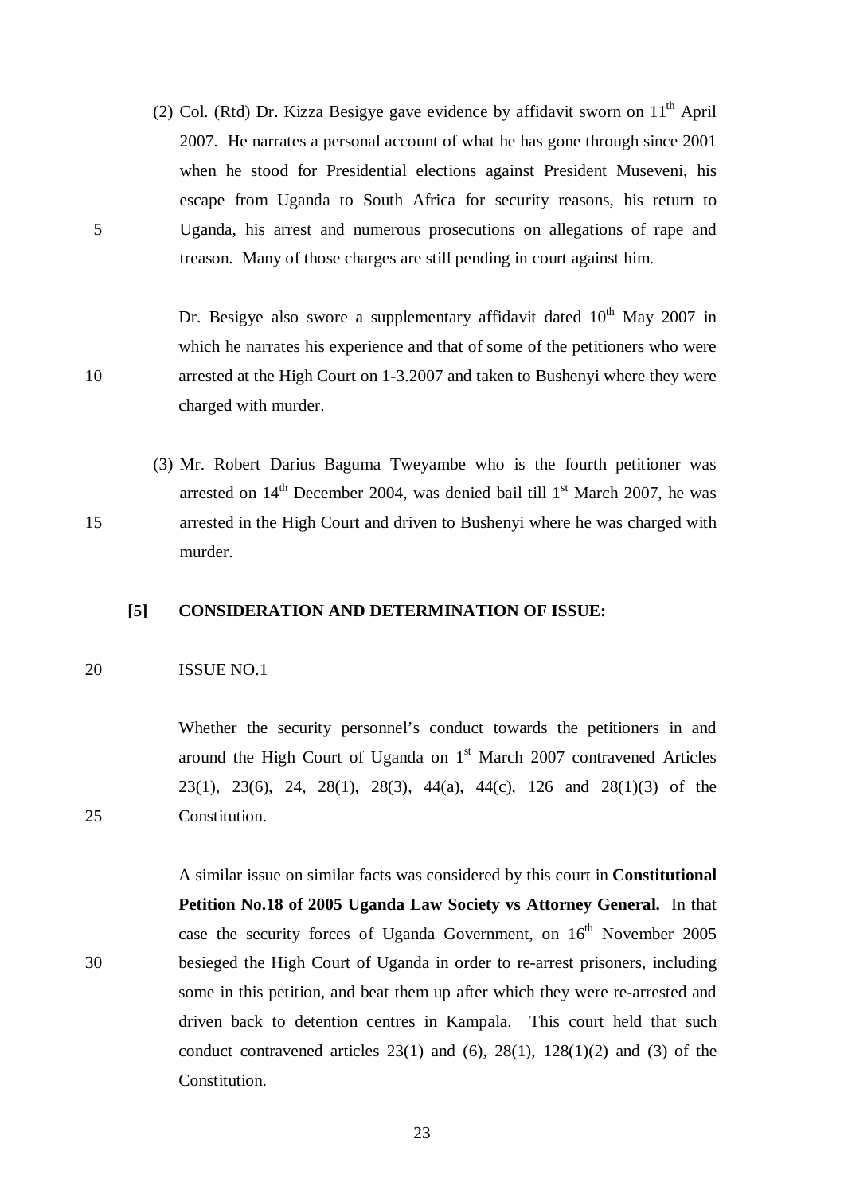(2) Col. (Rtd) Dr. Kizza Besigye gave evidence by affidavit sworn on 11th April 2007. He narrates a personal account of what he has gone through since 2001 when he stood for Presidential elections against President Museveni, his escape from Uganda to South Africa for security reasons, his return to Uganda, his arrest and numerous prosecutions on allegations of rape and treason. Many of those charges are still pending in court against him.

Dr. Besigye also swore a supplementary affidavit dated 10th May 2007 in which he narrates his experience and that of some of the petitioners who were arrested at the High Court on 1-3.2007 and taken to Bushenyi where they were charged with murder.

(3) Mr. Robert Darius Baguma Tweyambe who is the fourth petitioner was arrested on 14th December 2004, was denied bail till 1st March 2007, he was arrested in the High Court and driven to Bushenyi where he was charged with murder.

**[5] CONSIDERATION AND DETERMINATION OF ISSUE:**

ISSUE NO.1

Whether the security personnel's conduct towards the petitioners in and around the High Court of Uganda on 1st March 2007 contravened Articles 23(1), 23(6), 24, 28(1), 28(3), 44(a), 44(c), 126 and 28(1)(3) of the Constitution.

A similar issue on similar facts was considered by this court in **Constitutional Petition No.18 of 2005 Uganda Law Society vs Attorney General.** In that case the security forces of Uganda Government, on 16th November 2005 besieged the High Court of Uganda in order to re-arrest prisoners, including some in this petition, and beat them up after which they were re-arrested and driven back to detention centres in Kampala. This court held that such conduct contravened articles 23(1) and (6), 28(1), 128(1)(2) and (3) of the Constitution.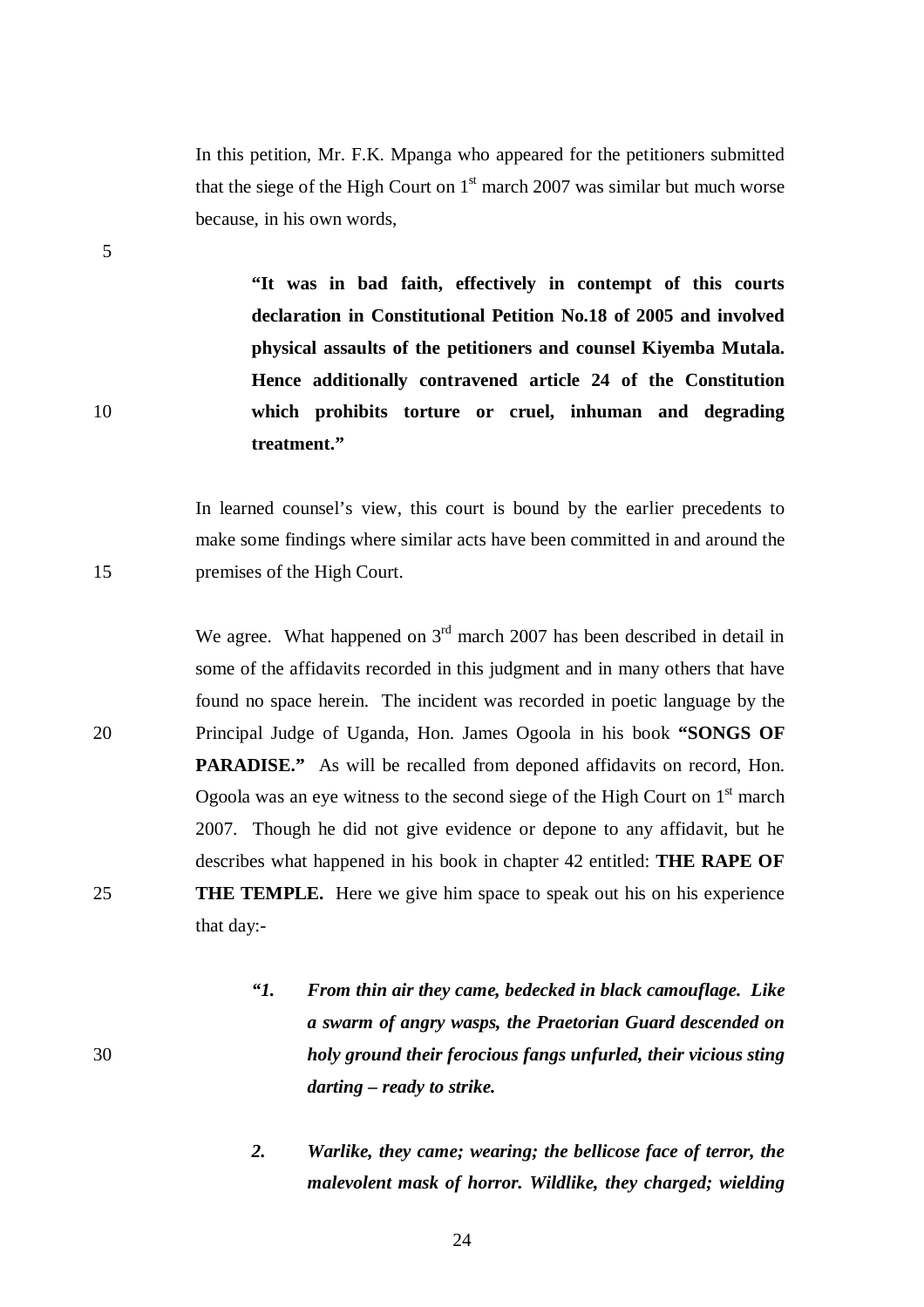In this petition, Mr. F.K. Mpanga who appeared for the petitioners submitted that the siege of the High Court on 1st march 2007 was similar but much worse because, in his own words,

> **"It was in bad faith, effectively in contempt of this courts declaration in Constitutional Petition No.18 of 2005 and involved physical assaults of the petitioners and counsel Kiyemba Mutala. Hence additionally contravened article 24 of the Constitution which prohibits torture or cruel, inhuman and degrading treatment."**

In learned counsel's view, this court is bound by the earlier precedents to make some findings where similar acts have been committed in and around the premises of the High Court.

We agree. What happened on 3rd march 2007 has been described in detail in some of the affidavits recorded in this judgment and in many others that have found no space herein. The incident was recorded in poetic language by the Principal Judge of Uganda, Hon. James Ogoola in his book **"SONGS OF PARADISE."** As will be recalled from deponed affidavits on record, Hon. Ogoola was an eye witness to the second siege of the High Court on 1st march 2007. Though he did not give evidence or depone to any affidavit, but he describes what happened in his book in chapter 42 entitled: **THE RAPE OF THE TEMPLE.** Here we give him space to speak out his on his experience that day:-

> ***"1. From thin air they came, bedecked in black camouflage. Like a swarm of angry wasps, the Praetorian Guard descended on holy ground their ferocious fangs unfurled, their vicious sting darting – ready to strike.***
>
> ***2. Warlike, they came; wearing; the bellicose face of terror, the malevolent mask of horror. Wildlike, they charged; wielding***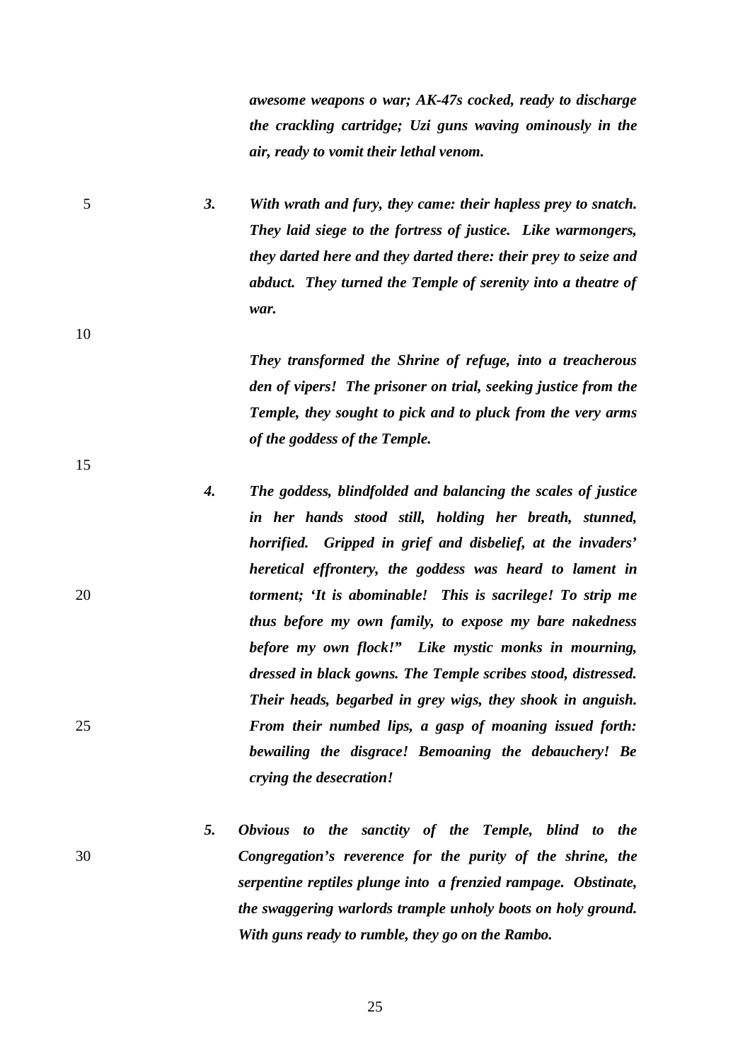***awesome weapons o war; AK-47s cocked, ready to discharge the crackling cartridge; Uzi guns waving ominously in the air, ready to vomit their lethal venom.***

***3.*** ***With wrath and fury, they came: their hapless prey to snatch. They laid siege to the fortress of justice. Like warmongers, they darted here and they darted there: their prey to seize and abduct. They turned the Temple of serenity into a theatre of war.***

***They transformed the Shrine of refuge, into a treacherous den of vipers! The prisoner on trial, seeking justice from the Temple, they sought to pick and to pluck from the very arms of the goddess of the Temple.***

***4.*** ***The goddess, blindfolded and balancing the scales of justice in her hands stood still, holding her breath, stunned, horrified. Gripped in grief and disbelief, at the invaders' heretical effrontery, the goddess was heard to lament in torment; 'It is abominable! This is sacrilege! To strip me thus before my own family, to expose my bare nakedness before my own flock!" Like mystic monks in mourning, dressed in black gowns. The Temple scribes stood, distressed. Their heads, begarbed in grey wigs, they shook in anguish. From their numbed lips, a gasp of moaning issued forth: bewailing the disgrace! Bemoaning the debauchery! Be crying the desecration!***

***5.*** ***Obvious to the sanctity of the Temple, blind to the Congregation's reverence for the purity of the shrine, the serpentine reptiles plunge into a frenzied rampage. Obstinate, the swaggering warlords trample unholy boots on holy ground. With guns ready to rumble, they go on the Rambo.***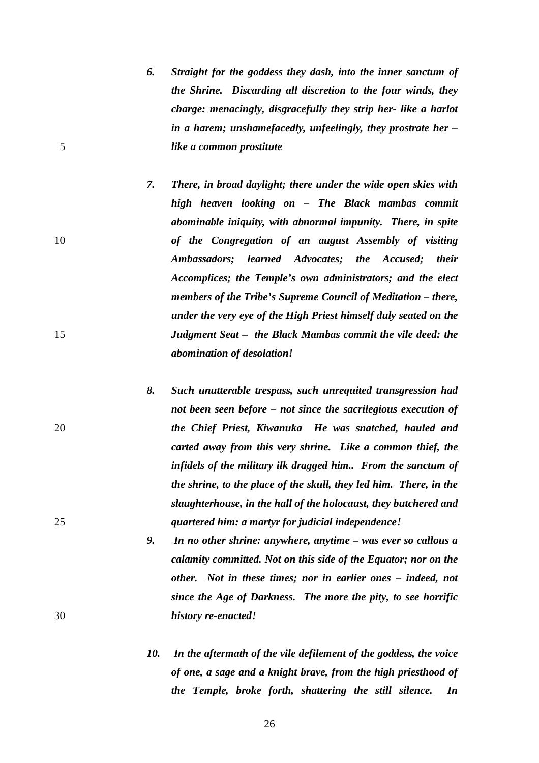*6. Straight for the goddess they dash, into the inner sanctum of the Shrine. Discarding all discretion to the four winds, they charge: menacingly, disgracefully they strip her- like a harlot in a harem; unshamefacedly, unfeelingly, they prostrate her – like a common prostitute*

*7. There, in broad daylight; there under the wide open skies with high heaven looking on – The Black mambas commit abominable iniquity, with abnormal impunity. There, in spite of the Congregation of an august Assembly of visiting Ambassadors; learned Advocates; the Accused; their Accomplices; the Temple's own administrators; and the elect members of the Tribe's Supreme Council of Meditation – there, under the very eye of the High Priest himself duly seated on the Judgment Seat – the Black Mambas commit the vile deed: the abomination of desolation!*

*8. Such unutterable trespass, such unrequited transgression had not been seen before – not since the sacrilegious execution of the Chief Priest, Kiwanuka He was snatched, hauled and carted away from this very shrine. Like a common thief, the infidels of the military ilk dragged him.. From the sanctum of the shrine, to the place of the skull, they led him. There, in the slaughterhouse, in the hall of the holocaust, they butchered and quartered him: a martyr for judicial independence!*

*9. In no other shrine: anywhere, anytime – was ever so callous a calamity committed. Not on this side of the Equator; nor on the other. Not in these times; nor in earlier ones – indeed, not since the Age of Darkness. The more the pity, to see horrific history re-enacted!*

*10. In the aftermath of the vile defilement of the goddess, the voice of one, a sage and a knight brave, from the high priesthood of the Temple, broke forth, shattering the still silence. In*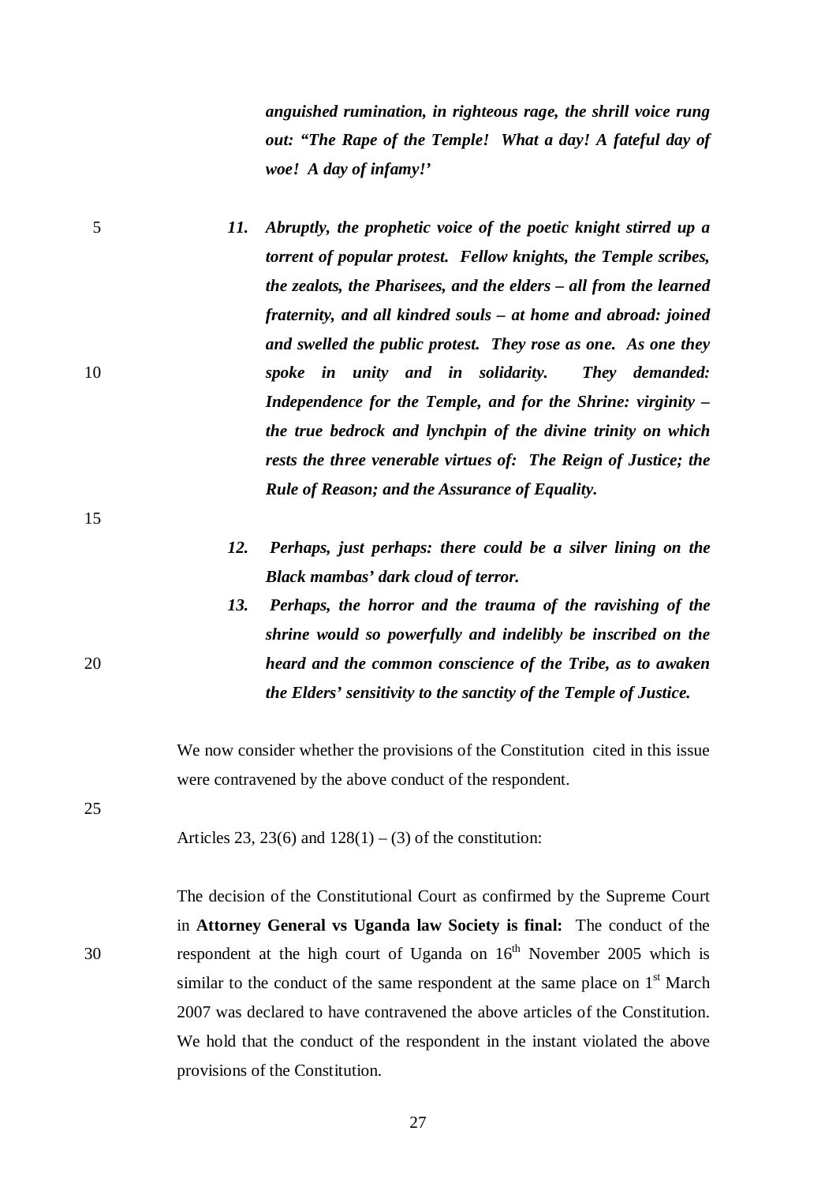***anguished rumination, in righteous rage, the shrill voice rung out: "The Rape of the Temple! What a day! A fateful day of woe! A day of infamy!'***

11. ***Abruptly, the prophetic voice of the poetic knight stirred up a torrent of popular protest. Fellow knights, the Temple scribes, the zealots, the Pharisees, and the elders – all from the learned fraternity, and all kindred souls – at home and abroad: joined and swelled the public protest. They rose as one. As one they spoke in unity and in solidarity. They demanded: Independence for the Temple, and for the Shrine: virginity – the true bedrock and lynchpin of the divine trinity on which rests the three venerable virtues of: The Reign of Justice; the Rule of Reason; and the Assurance of Equality.***

12. ***Perhaps, just perhaps: there could be a silver lining on the Black mambas' dark cloud of terror.***

13. ***Perhaps, the horror and the trauma of the ravishing of the shrine would so powerfully and indelibly be inscribed on the heard and the common conscience of the Tribe, as to awaken the Elders' sensitivity to the sanctity of the Temple of Justice.***

We now consider whether the provisions of the Constitution cited in this issue were contravened by the above conduct of the respondent.

Articles 23, 23(6) and 128(1) – (3) of the constitution:

The decision of the Constitutional Court as confirmed by the Supreme Court in **Attorney General vs Uganda law Society is final:** The conduct of the respondent at the high court of Uganda on 16th November 2005 which is similar to the conduct of the same respondent at the same place on 1st March 2007 was declared to have contravened the above articles of the Constitution. We hold that the conduct of the respondent in the instant violated the above provisions of the Constitution.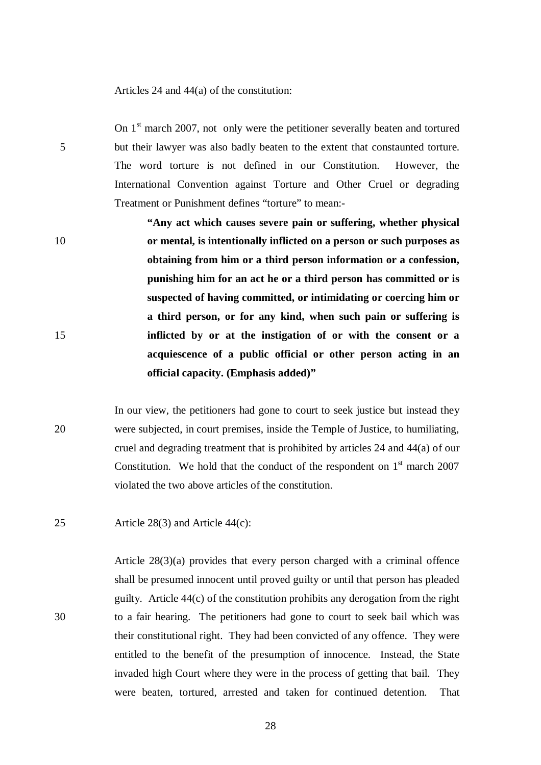Articles 24 and 44(a) of the constitution:

On 1st march 2007, not only were the petitioner severally beaten and tortured but their lawyer was also badly beaten to the extent that constaunted torture. The word torture is not defined in our Constitution. However, the International Convention against Torture and Other Cruel or degrading Treatment or Punishment defines "torture" to mean:-

> **"Any act which causes severe pain or suffering, whether physical or mental, is intentionally inflicted on a person or such purposes as obtaining from him or a third person information or a confession, punishing him for an act he or a third person has committed or is suspected of having committed, or intimidating or coercing him or a third person, or for any kind, when such pain or suffering is inflicted by or at the instigation of or with the consent or a acquiescence of a public official or other person acting in an official capacity. (Emphasis added)"**

In our view, the petitioners had gone to court to seek justice but instead they were subjected, in court premises, inside the Temple of Justice, to humiliating, cruel and degrading treatment that is prohibited by articles 24 and 44(a) of our Constitution. We hold that the conduct of the respondent on 1st march 2007 violated the two above articles of the constitution.

Article 28(3) and Article 44(c):

Article 28(3)(a) provides that every person charged with a criminal offence shall be presumed innocent until proved guilty or until that person has pleaded guilty. Article 44(c) of the constitution prohibits any derogation from the right to a fair hearing. The petitioners had gone to court to seek bail which was their constitutional right. They had been convicted of any offence. They were entitled to the benefit of the presumption of innocence. Instead, the State invaded high Court where they were in the process of getting that bail. They were beaten, tortured, arrested and taken for continued detention. That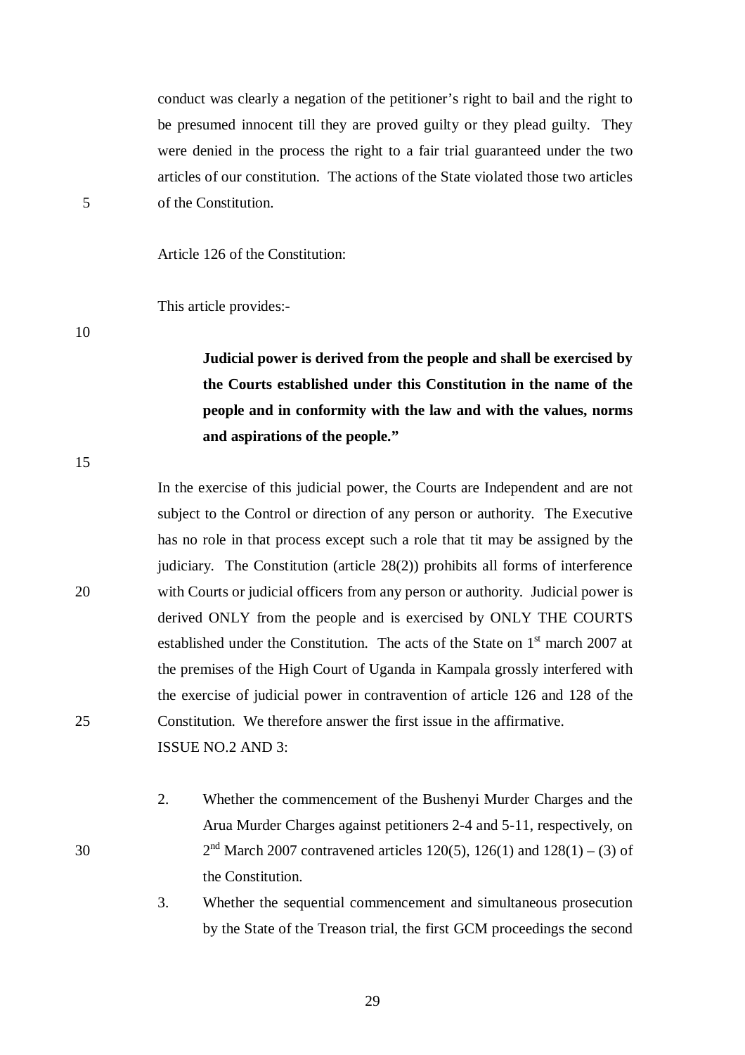conduct was clearly a negation of the petitioner's right to bail and the right to be presumed innocent till they are proved guilty or they plead guilty. They were denied in the process the right to a fair trial guaranteed under the two articles of our constitution. The actions of the State violated those two articles of the Constitution.

Article 126 of the Constitution:

This article provides:-

> **Judicial power is derived from the people and shall be exercised by the Courts established under this Constitution in the name of the people and in conformity with the law and with the values, norms and aspirations of the people."**

In the exercise of this judicial power, the Courts are Independent and are not subject to the Control or direction of any person or authority. The Executive has no role in that process except such a role that tit may be assigned by the judiciary. The Constitution (article 28(2)) prohibits all forms of interference with Courts or judicial officers from any person or authority. Judicial power is derived ONLY from the people and is exercised by ONLY THE COURTS established under the Constitution. The acts of the State on 1st march 2007 at the premises of the High Court of Uganda in Kampala grossly interfered with the exercise of judicial power in contravention of article 126 and 128 of the Constitution. We therefore answer the first issue in the affirmative.

ISSUE NO.2 AND 3:

2. Whether the commencement of the Bushenyi Murder Charges and the Arua Murder Charges against petitioners 2-4 and 5-11, respectively, on 2nd March 2007 contravened articles 120(5), 126(1) and 128(1) – (3) of the Constitution.
3. Whether the sequential commencement and simultaneous prosecution by the State of the Treason trial, the first GCM proceedings the second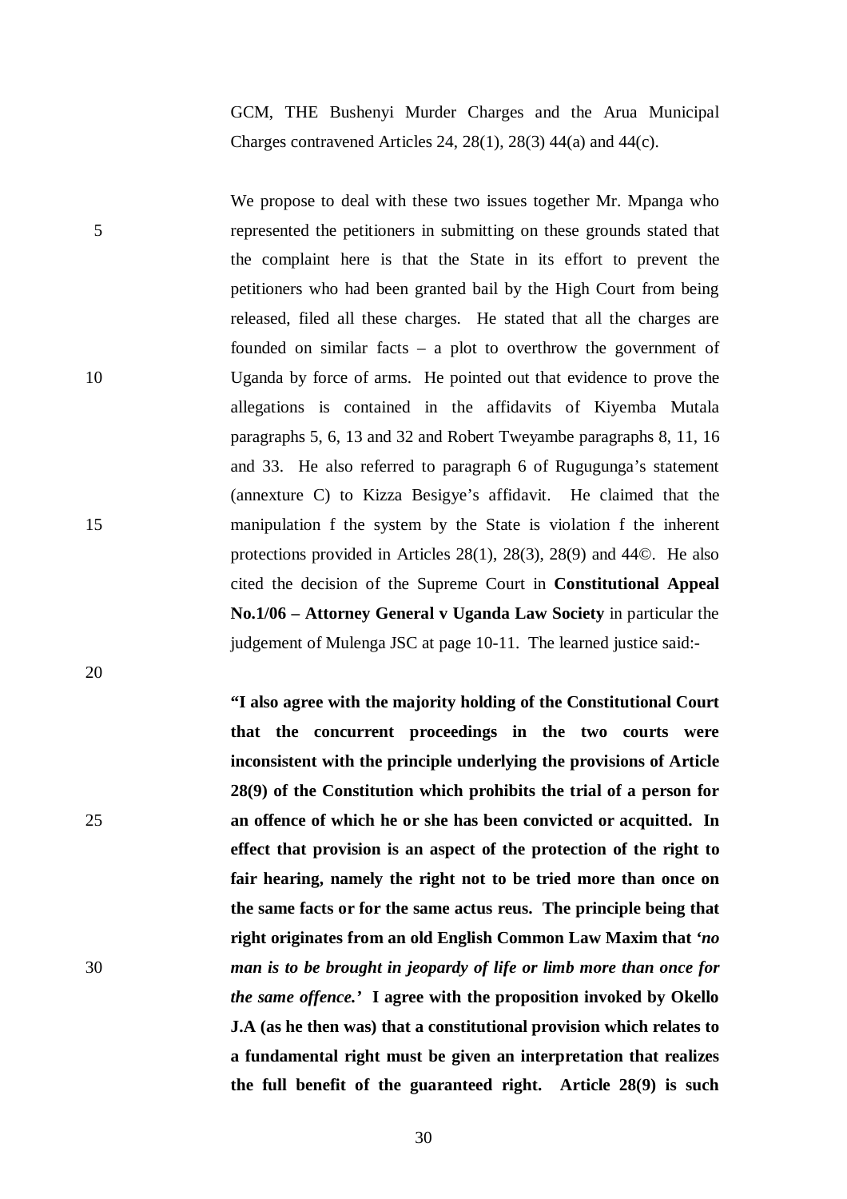GCM, THE Bushenyi Murder Charges and the Arua Municipal Charges contravened Articles 24, 28(1), 28(3) 44(a) and 44(c).

We propose to deal with these two issues together Mr. Mpanga who represented the petitioners in submitting on these grounds stated that the complaint here is that the State in its effort to prevent the petitioners who had been granted bail by the High Court from being released, filed all these charges. He stated that all the charges are founded on similar facts – a plot to overthrow the government of Uganda by force of arms. He pointed out that evidence to prove the allegations is contained in the affidavits of Kiyemba Mutala paragraphs 5, 6, 13 and 32 and Robert Tweyambe paragraphs 8, 11, 16 and 33. He also referred to paragraph 6 of Rugugunga's statement (annexture C) to Kizza Besigye's affidavit. He claimed that the manipulation f the system by the State is violation f the inherent protections provided in Articles 28(1), 28(3), 28(9) and 44©. He also cited the decision of the Supreme Court in **Constitutional Appeal No.1/06 – Attorney General v Uganda Law Society** in particular the judgement of Mulenga JSC at page 10-11. The learned justice said:-

**"I also agree with the majority holding of the Constitutional Court that the concurrent proceedings in the two courts were inconsistent with the principle underlying the provisions of Article 28(9) of the Constitution which prohibits the trial of a person for an offence of which he or she has been convicted or acquitted. In effect that provision is an aspect of the protection of the right to fair hearing, namely the right not to be tried more than once on the same facts or for the same actus reus. The principle being that right originates from an old English Common Law Maxim that '*no man is to be brought in jeopardy of life or limb more than once for the same offence.*' I agree with the proposition invoked by Okello J.A (as he then was) that a constitutional provision which relates to a fundamental right must be given an interpretation that realizes the full benefit of the guaranteed right. Article 28(9) is such**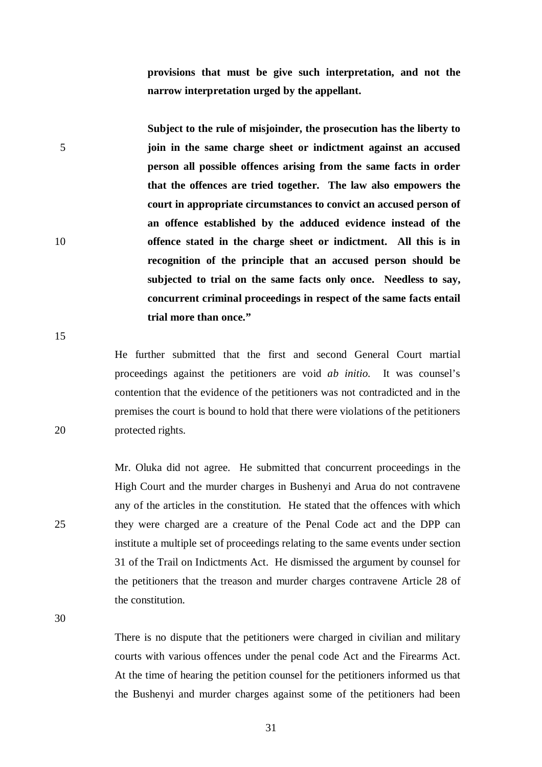**provisions that must be give such interpretation, and not the narrow interpretation urged by the appellant.**

**Subject to the rule of misjoinder, the prosecution has the liberty to join in the same charge sheet or indictment against an accused person all possible offences arising from the same facts in order that the offences are tried together. The law also empowers the court in appropriate circumstances to convict an accused person of an offence established by the adduced evidence instead of the offence stated in the charge sheet or indictment. All this is in recognition of the principle that an accused person should be subjected to trial on the same facts only once. Needless to say, concurrent criminal proceedings in respect of the same facts entail trial more than once."**

He further submitted that the first and second General Court martial proceedings against the petitioners are void *ab initio*. It was counsel's contention that the evidence of the petitioners was not contradicted and in the premises the court is bound to hold that there were violations of the petitioners protected rights.

Mr. Oluka did not agree. He submitted that concurrent proceedings in the High Court and the murder charges in Bushenyi and Arua do not contravene any of the articles in the constitution. He stated that the offences with which they were charged are a creature of the Penal Code act and the DPP can institute a multiple set of proceedings relating to the same events under section 31 of the Trail on Indictments Act. He dismissed the argument by counsel for the petitioners that the treason and murder charges contravene Article 28 of the constitution.

There is no dispute that the petitioners were charged in civilian and military courts with various offences under the penal code Act and the Firearms Act. At the time of hearing the petition counsel for the petitioners informed us that the Bushenyi and murder charges against some of the petitioners had been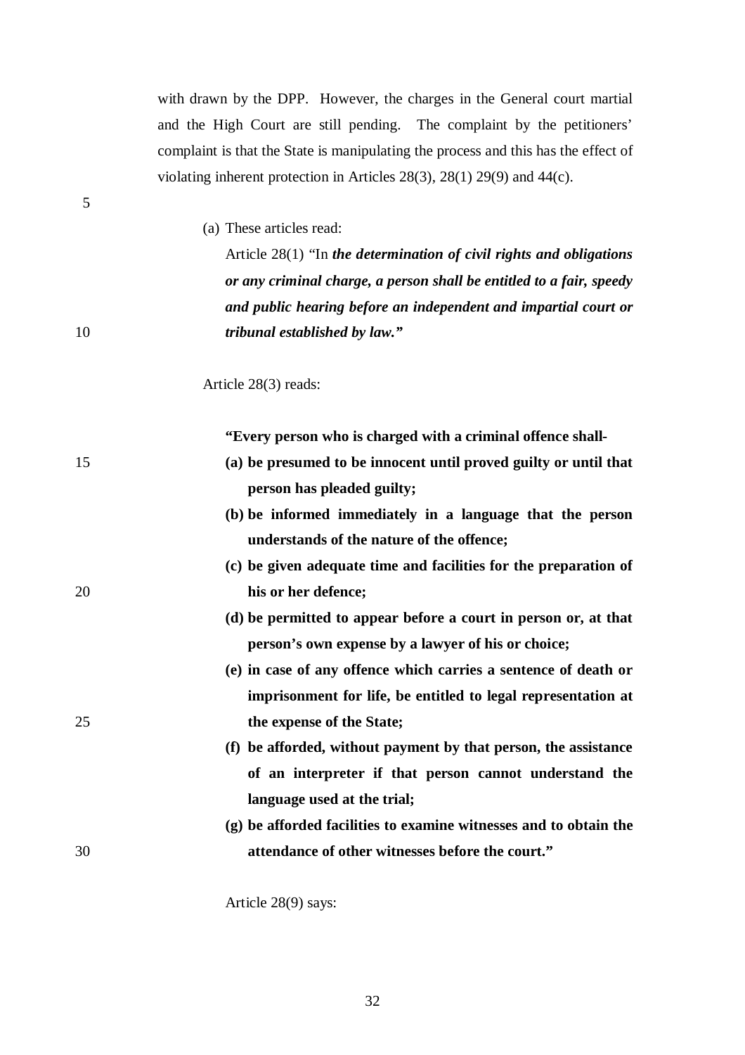with drawn by the DPP. However, the charges in the General court martial and the High Court are still pending. The complaint by the petitioners' complaint is that the State is manipulating the process and this has the effect of violating inherent protection in Articles 28(3), 28(1) 29(9) and 44(c).

(a) These articles read:

Article 28(1) "In ***the determination of civil rights and obligations or any criminal charge, a person shall be entitled to a fair, speedy and public hearing before an independent and impartial court or tribunal established by law."***

Article 28(3) reads:

**"Every person who is charged with a criminal offence shall-**

**(a) be presumed to be innocent until proved guilty or until that person has pleaded guilty;**

**(b) be informed immediately in a language that the person understands of the nature of the offence;**

**(c) be given adequate time and facilities for the preparation of his or her defence;**

**(d) be permitted to appear before a court in person or, at that person's own expense by a lawyer of his or choice;**

**(e) in case of any offence which carries a sentence of death or imprisonment for life, be entitled to legal representation at the expense of the State;**

**(f) be afforded, without payment by that person, the assistance of an interpreter if that person cannot understand the language used at the trial;**

**(g) be afforded facilities to examine witnesses and to obtain the attendance of other witnesses before the court."**

Article 28(9) says: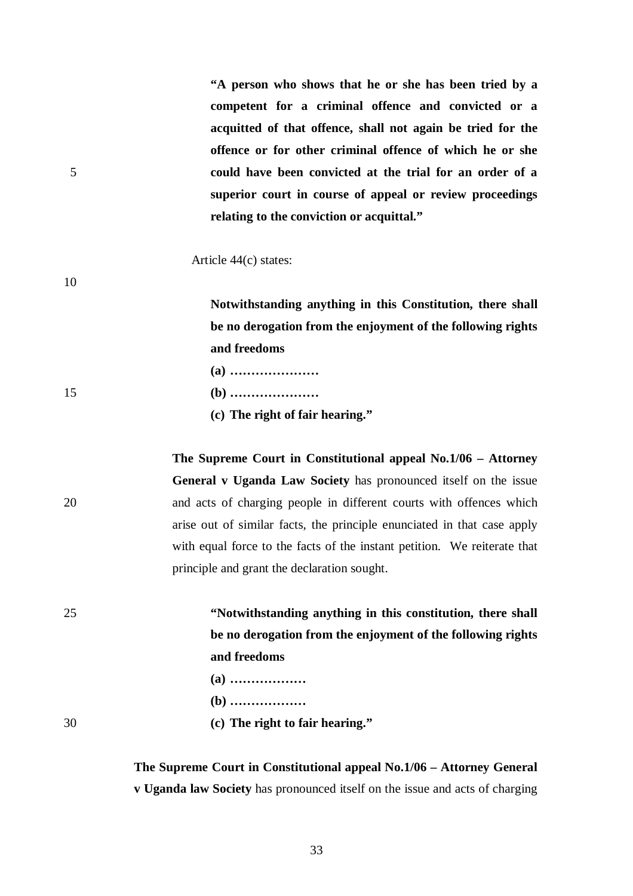> **"A person who shows that he or she has been tried by a competent for a criminal offence and convicted or a acquitted of that offence, shall not again be tried for the offence or for other criminal offence of which he or she could have been convicted at the trial for an order of a superior court in course of appeal or review proceedings relating to the conviction or acquittal."**

Article 44(c) states:

> **Notwithstanding anything in this Constitution, there shall be no derogation from the enjoyment of the following rights and freedoms**
>
> **(a) …………………**
>
> **(b) …………………**
>
> **(c) The right of fair hearing."**

**The Supreme Court in Constitutional appeal No.1/06 – Attorney General v Uganda Law Society** has pronounced itself on the issue and acts of charging people in different courts with offences which arise out of similar facts, the principle enunciated in that case apply with equal force to the facts of the instant petition. We reiterate that principle and grant the declaration sought.

> **"Notwithstanding anything in this constitution, there shall be no derogation from the enjoyment of the following rights and freedoms**
>
> **(a) ………………**
>
> **(b) ………………**
>
> **(c) The right to fair hearing."**

**The Supreme Court in Constitutional appeal No.1/06 – Attorney General v Uganda law Society** has pronounced itself on the issue and acts of charging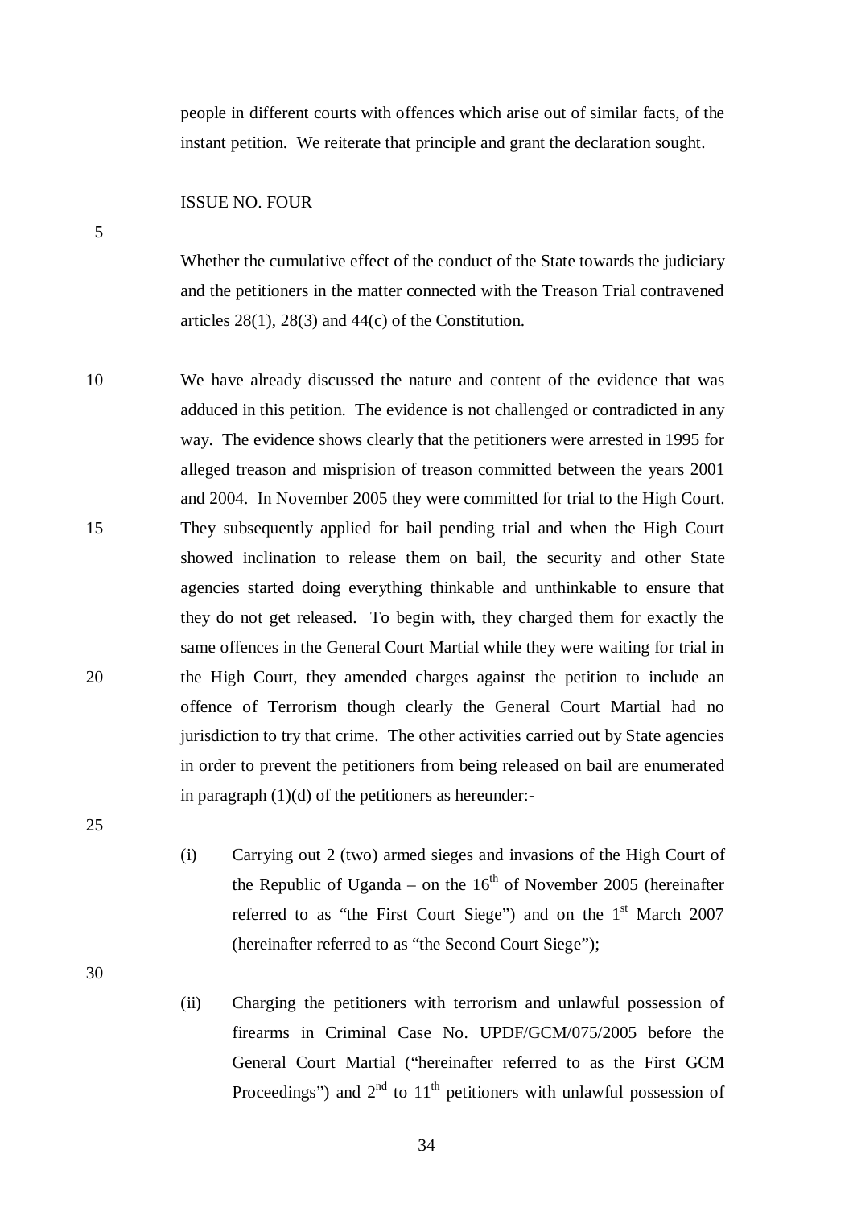people in different courts with offences which arise out of similar facts, of the instant petition. We reiterate that principle and grant the declaration sought.

ISSUE NO. FOUR

Whether the cumulative effect of the conduct of the State towards the judiciary and the petitioners in the matter connected with the Treason Trial contravened articles 28(1), 28(3) and 44(c) of the Constitution.

We have already discussed the nature and content of the evidence that was adduced in this petition. The evidence is not challenged or contradicted in any way. The evidence shows clearly that the petitioners were arrested in 1995 for alleged treason and misprision of treason committed between the years 2001 and 2004. In November 2005 they were committed for trial to the High Court. They subsequently applied for bail pending trial and when the High Court showed inclination to release them on bail, the security and other State agencies started doing everything thinkable and unthinkable to ensure that they do not get released. To begin with, they charged them for exactly the same offences in the General Court Martial while they were waiting for trial in the High Court, they amended charges against the petition to include an offence of Terrorism though clearly the General Court Martial had no jurisdiction to try that crime. The other activities carried out by State agencies in order to prevent the petitioners from being released on bail are enumerated in paragraph (1)(d) of the petitioners as hereunder:-

(i) Carrying out 2 (two) armed sieges and invasions of the High Court of the Republic of Uganda – on the 16th of November 2005 (hereinafter referred to as "the First Court Siege") and on the 1st March 2007 (hereinafter referred to as "the Second Court Siege");

(ii) Charging the petitioners with terrorism and unlawful possession of firearms in Criminal Case No. UPDF/GCM/075/2005 before the General Court Martial ("hereinafter referred to as the First GCM Proceedings") and 2nd to 11th petitioners with unlawful possession of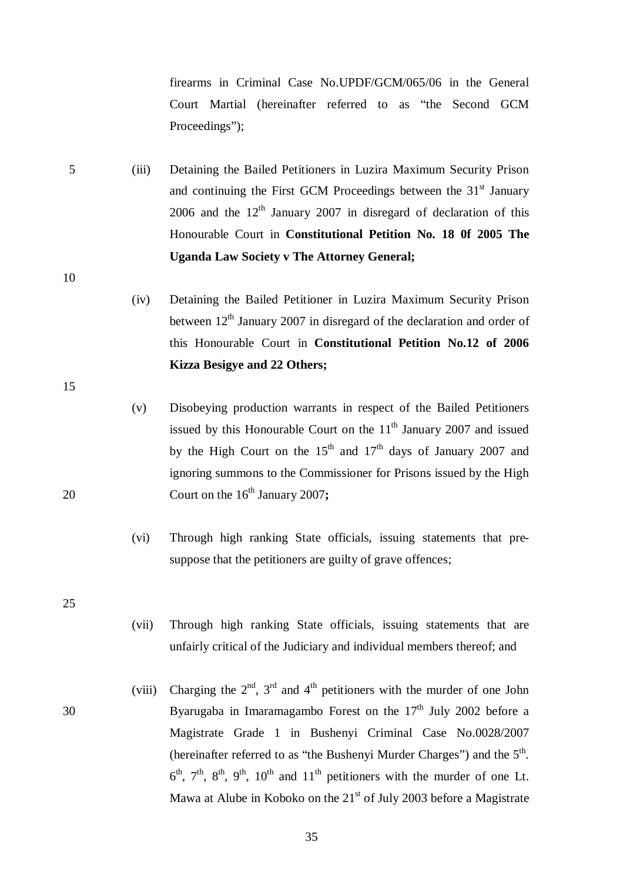firearms in Criminal Case No.UPDF/GCM/065/06 in the General Court Martial (hereinafter referred to as "the Second GCM Proceedings");

(iii) Detaining the Bailed Petitioners in Luzira Maximum Security Prison and continuing the First GCM Proceedings between the 31st January 2006 and the 12th January 2007 in disregard of declaration of this Honourable Court in **Constitutional Petition No. 18 0f 2005 The Uganda Law Society v The Attorney General;**

(iv) Detaining the Bailed Petitioner in Luzira Maximum Security Prison between 12th January 2007 in disregard of the declaration and order of this Honourable Court in **Constitutional Petition No.12 of 2006 Kizza Besigye and 22 Others;**

(v) Disobeying production warrants in respect of the Bailed Petitioners issued by this Honourable Court on the 11th January 2007 and issued by the High Court on the 15th and 17th days of January 2007 and ignoring summons to the Commissioner for Prisons issued by the High Court on the 16th January 2007**;**

(vi) Through high ranking State officials, issuing statements that pre-suppose that the petitioners are guilty of grave offences;

(vii) Through high ranking State officials, issuing statements that are unfairly critical of the Judiciary and individual members thereof; and

(viii) Charging the 2nd, 3rd and 4th petitioners with the murder of one John Byarugaba in Imaramagambo Forest on the 17th July 2002 before a Magistrate Grade 1 in Bushenyi Criminal Case No.0028/2007 (hereinafter referred to as "the Bushenyi Murder Charges") and the 5th. 6th, 7th, 8th, 9th, 10th and 11th petitioners with the murder of one Lt. Mawa at Alube in Koboko on the 21st of July 2003 before a Magistrate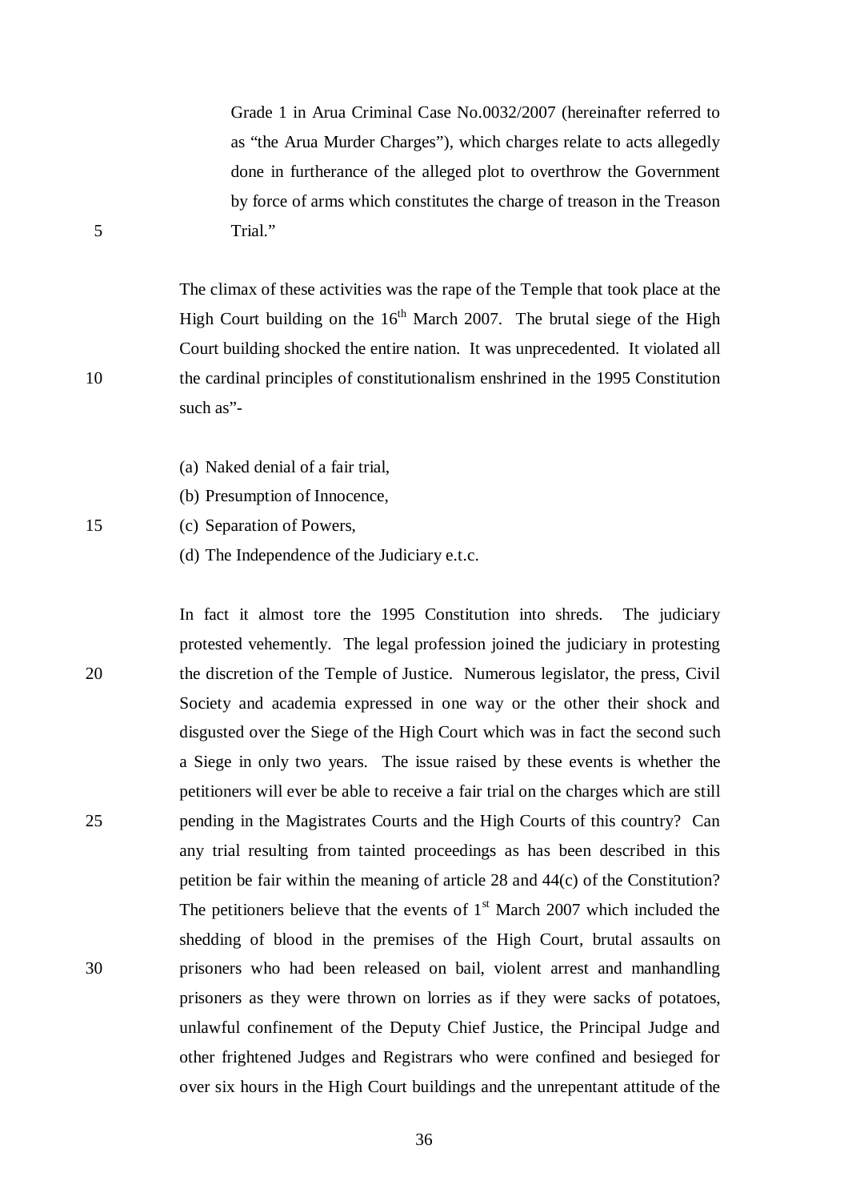Grade 1 in Arua Criminal Case No.0032/2007 (hereinafter referred to as "the Arua Murder Charges"), which charges relate to acts allegedly done in furtherance of the alleged plot to overthrow the Government by force of arms which constitutes the charge of treason in the Treason Trial."

The climax of these activities was the rape of the Temple that took place at the High Court building on the 16th March 2007. The brutal siege of the High Court building shocked the entire nation. It was unprecedented. It violated all the cardinal principles of constitutionalism enshrined in the 1995 Constitution such as"-

(a) Naked denial of a fair trial,
(b) Presumption of Innocence,
(c) Separation of Powers,
(d) The Independence of the Judiciary e.t.c.

In fact it almost tore the 1995 Constitution into shreds. The judiciary protested vehemently. The legal profession joined the judiciary in protesting the discretion of the Temple of Justice. Numerous legislator, the press, Civil Society and academia expressed in one way or the other their shock and disgusted over the Siege of the High Court which was in fact the second such a Siege in only two years. The issue raised by these events is whether the petitioners will ever be able to receive a fair trial on the charges which are still pending in the Magistrates Courts and the High Courts of this country? Can any trial resulting from tainted proceedings as has been described in this petition be fair within the meaning of article 28 and 44(c) of the Constitution? The petitioners believe that the events of 1st March 2007 which included the shedding of blood in the premises of the High Court, brutal assaults on prisoners who had been released on bail, violent arrest and manhandling prisoners as they were thrown on lorries as if they were sacks of potatoes, unlawful confinement of the Deputy Chief Justice, the Principal Judge and other frightened Judges and Registrars who were confined and besieged for over six hours in the High Court buildings and the unrepentant attitude of the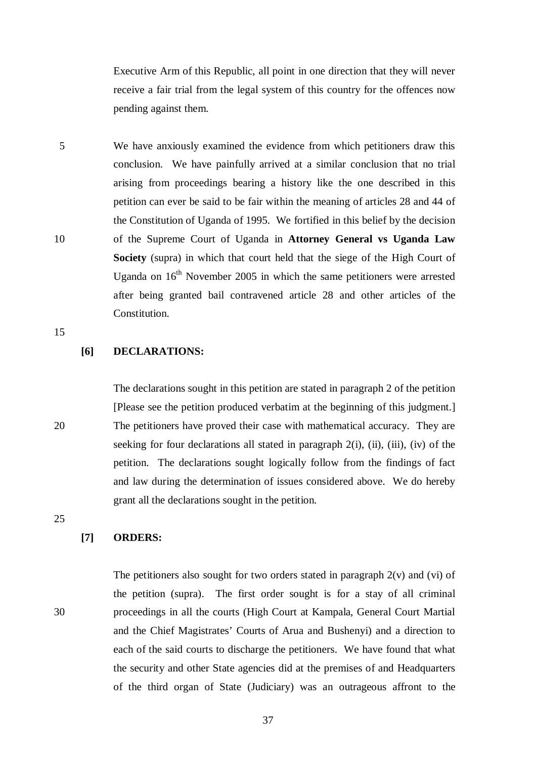Executive Arm of this Republic, all point in one direction that they will never receive a fair trial from the legal system of this country for the offences now pending against them.

We have anxiously examined the evidence from which petitioners draw this conclusion. We have painfully arrived at a similar conclusion that no trial arising from proceedings bearing a history like the one described in this petition can ever be said to be fair within the meaning of articles 28 and 44 of the Constitution of Uganda of 1995. We fortified in this belief by the decision of the Supreme Court of Uganda in **Attorney General vs Uganda Law Society** (supra) in which that court held that the siege of the High Court of Uganda on 16th November 2005 in which the same petitioners were arrested after being granted bail contravened article 28 and other articles of the Constitution.

**[6] DECLARATIONS:**

The declarations sought in this petition are stated in paragraph 2 of the petition [Please see the petition produced verbatim at the beginning of this judgment.] The petitioners have proved their case with mathematical accuracy. They are seeking for four declarations all stated in paragraph 2(i), (ii), (iii), (iv) of the petition. The declarations sought logically follow from the findings of fact and law during the determination of issues considered above. We do hereby grant all the declarations sought in the petition.

**[7] ORDERS:**

The petitioners also sought for two orders stated in paragraph 2(v) and (vi) of the petition (supra). The first order sought is for a stay of all criminal proceedings in all the courts (High Court at Kampala, General Court Martial and the Chief Magistrates' Courts of Arua and Bushenyi) and a direction to each of the said courts to discharge the petitioners. We have found that what the security and other State agencies did at the premises of and Headquarters of the third organ of State (Judiciary) was an outrageous affront to the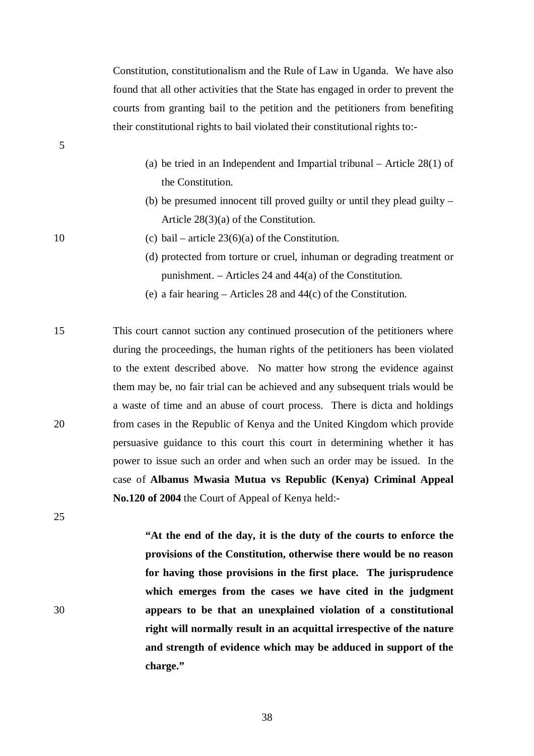Constitution, constitutionalism and the Rule of Law in Uganda. We have also found that all other activities that the State has engaged in order to prevent the courts from granting bail to the petition and the petitioners from benefiting their constitutional rights to bail violated their constitutional rights to:-

(a) be tried in an Independent and Impartial tribunal – Article 28(1) of the Constitution.
(b) be presumed innocent till proved guilty or until they plead guilty – Article 28(3)(a) of the Constitution.
(c) bail – article 23(6)(a) of the Constitution.
(d) protected from torture or cruel, inhuman or degrading treatment or punishment. – Articles 24 and 44(a) of the Constitution.
(e) a fair hearing – Articles 28 and 44(c) of the Constitution.

This court cannot suction any continued prosecution of the petitioners where during the proceedings, the human rights of the petitioners has been violated to the extent described above. No matter how strong the evidence against them may be, no fair trial can be achieved and any subsequent trials would be a waste of time and an abuse of court process. There is dicta and holdings from cases in the Republic of Kenya and the United Kingdom which provide persuasive guidance to this court this court in determining whether it has power to issue such an order and when such an order may be issued. In the case of **Albanus Mwasia Mutua vs Republic (Kenya) Criminal Appeal No.120 of 2004** the Court of Appeal of Kenya held:-

> **"At the end of the day, it is the duty of the courts to enforce the provisions of the Constitution, otherwise there would be no reason for having those provisions in the first place. The jurisprudence which emerges from the cases we have cited in the judgment appears to be that an unexplained violation of a constitutional right will normally result in an acquittal irrespective of the nature and strength of evidence which may be adduced in support of the charge."**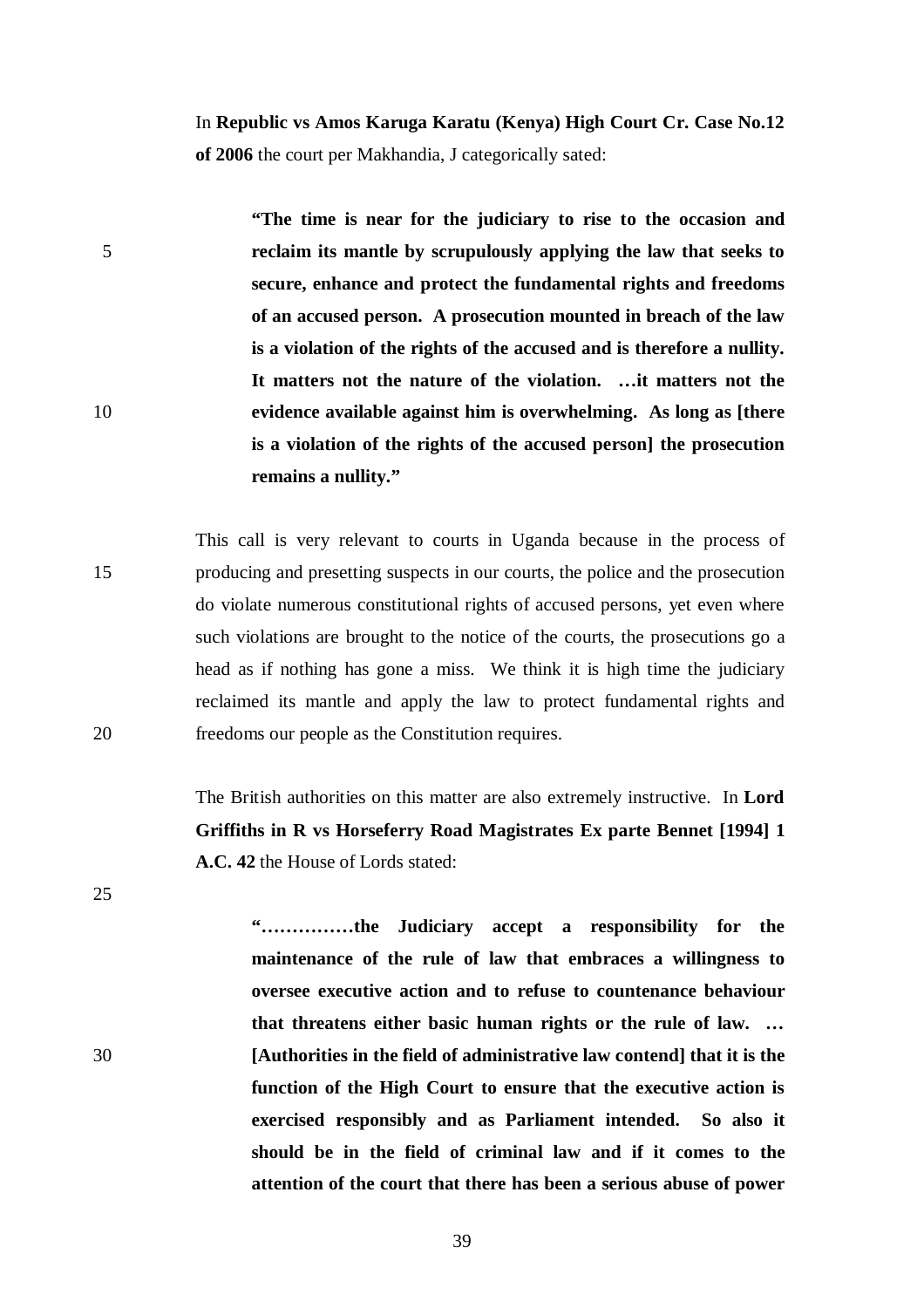In **Republic vs Amos Karuga Karatu (Kenya) High Court Cr. Case No.12 of 2006** the court per Makhandia, J categorically sated:

> **"The time is near for the judiciary to rise to the occasion and reclaim its mantle by scrupulously applying the law that seeks to secure, enhance and protect the fundamental rights and freedoms of an accused person. A prosecution mounted in breach of the law is a violation of the rights of the accused and is therefore a nullity. It matters not the nature of the violation. …it matters not the evidence available against him is overwhelming. As long as [there is a violation of the rights of the accused person] the prosecution remains a nullity."**

This call is very relevant to courts in Uganda because in the process of producing and presetting suspects in our courts, the police and the prosecution do violate numerous constitutional rights of accused persons, yet even where such violations are brought to the notice of the courts, the prosecutions go a head as if nothing has gone a miss. We think it is high time the judiciary reclaimed its mantle and apply the law to protect fundamental rights and freedoms our people as the Constitution requires.

The British authorities on this matter are also extremely instructive. In **Lord Griffiths in R vs Horseferry Road Magistrates Ex parte Bennet [1994] 1 A.C. 42** the House of Lords stated:

> **"……………the Judiciary accept a responsibility for the maintenance of the rule of law that embraces a willingness to oversee executive action and to refuse to countenance behaviour that threatens either basic human rights or the rule of law. … [Authorities in the field of administrative law contend] that it is the function of the High Court to ensure that the executive action is exercised responsibly and as Parliament intended. So also it should be in the field of criminal law and if it comes to the attention of the court that there has been a serious abuse of power**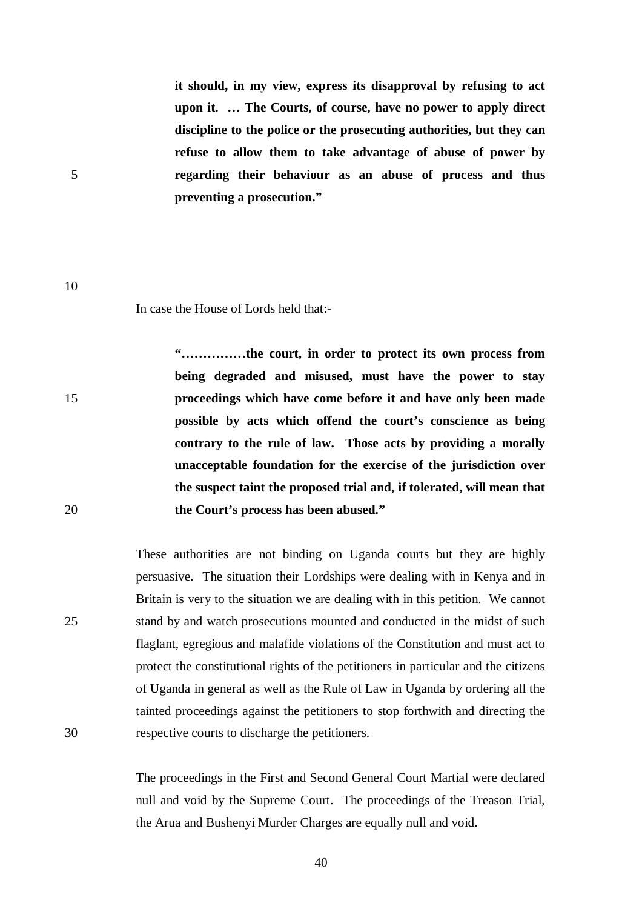> **it should, in my view, express its disapproval by refusing to act upon it. … The Courts, of course, have no power to apply direct discipline to the police or the prosecuting authorities, but they can refuse to allow them to take advantage of abuse of power by regarding their behaviour as an abuse of process and thus preventing a prosecution."**

In case the House of Lords held that:-

> **"……………the court, in order to protect its own process from being degraded and misused, must have the power to stay proceedings which have come before it and have only been made possible by acts which offend the court's conscience as being contrary to the rule of law. Those acts by providing a morally unacceptable foundation for the exercise of the jurisdiction over the suspect taint the proposed trial and, if tolerated, will mean that the Court's process has been abused."**

These authorities are not binding on Uganda courts but they are highly persuasive. The situation their Lordships were dealing with in Kenya and in Britain is very to the situation we are dealing with in this petition. We cannot stand by and watch prosecutions mounted and conducted in the midst of such flaglant, egregious and malafide violations of the Constitution and must act to protect the constitutional rights of the petitioners in particular and the citizens of Uganda in general as well as the Rule of Law in Uganda by ordering all the tainted proceedings against the petitioners to stop forthwith and directing the respective courts to discharge the petitioners.

The proceedings in the First and Second General Court Martial were declared null and void by the Supreme Court. The proceedings of the Treason Trial, the Arua and Bushenyi Murder Charges are equally null and void.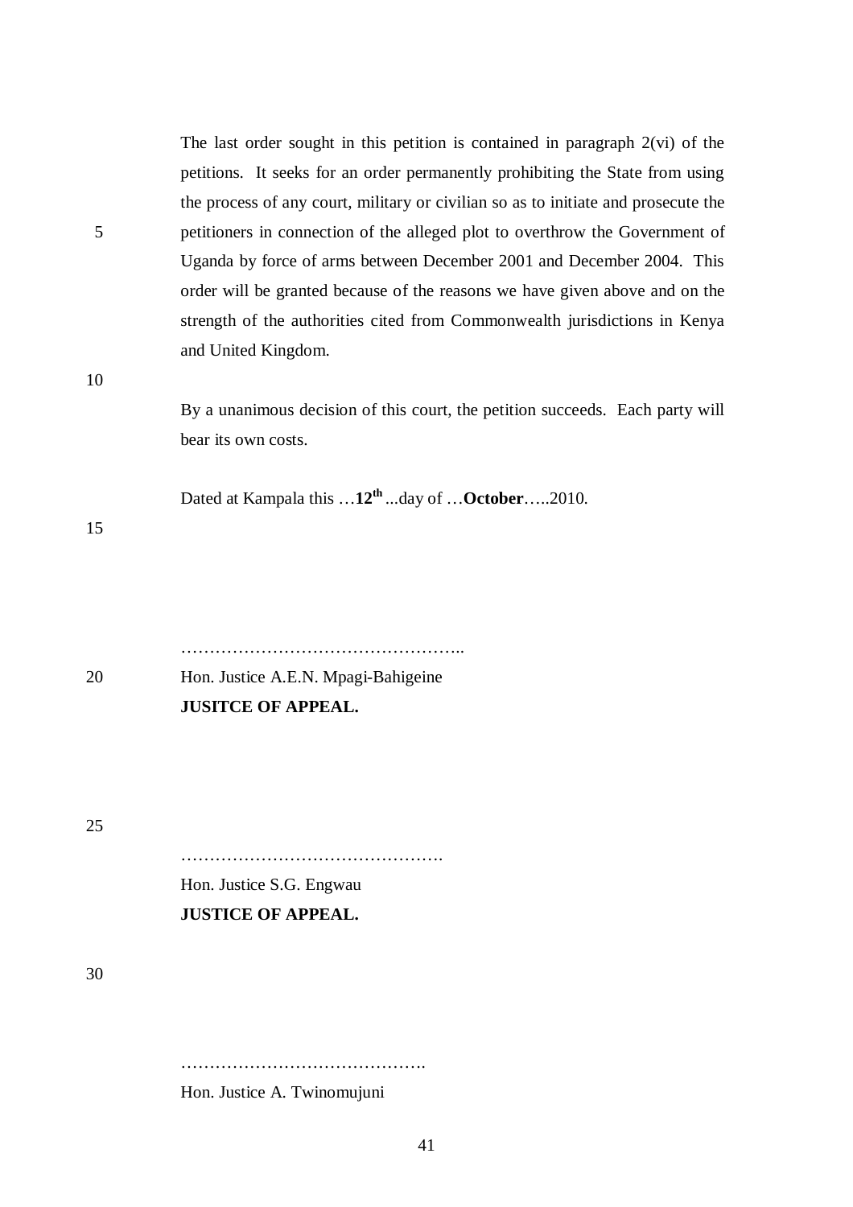The last order sought in this petition is contained in paragraph 2(vi) of the petitions. It seeks for an order permanently prohibiting the State from using the process of any court, military or civilian so as to initiate and prosecute the petitioners in connection of the alleged plot to overthrow the Government of Uganda by force of arms between December 2001 and December 2004. This order will be granted because of the reasons we have given above and on the strength of the authorities cited from Commonwealth jurisdictions in Kenya and United Kingdom.

By a unanimous decision of this court, the petition succeeds. Each party will bear its own costs.

Dated at Kampala this …**12th** ...day of …**October**…..2010.

…………………………………………..
Hon. Justice A.E.N. Mpagi-Bahigeine
**JUSITCE OF APPEAL.**

……………………………………….
Hon. Justice S.G. Engwau
**JUSTICE OF APPEAL.**

…………………………………….
Hon. Justice A. Twinomujuni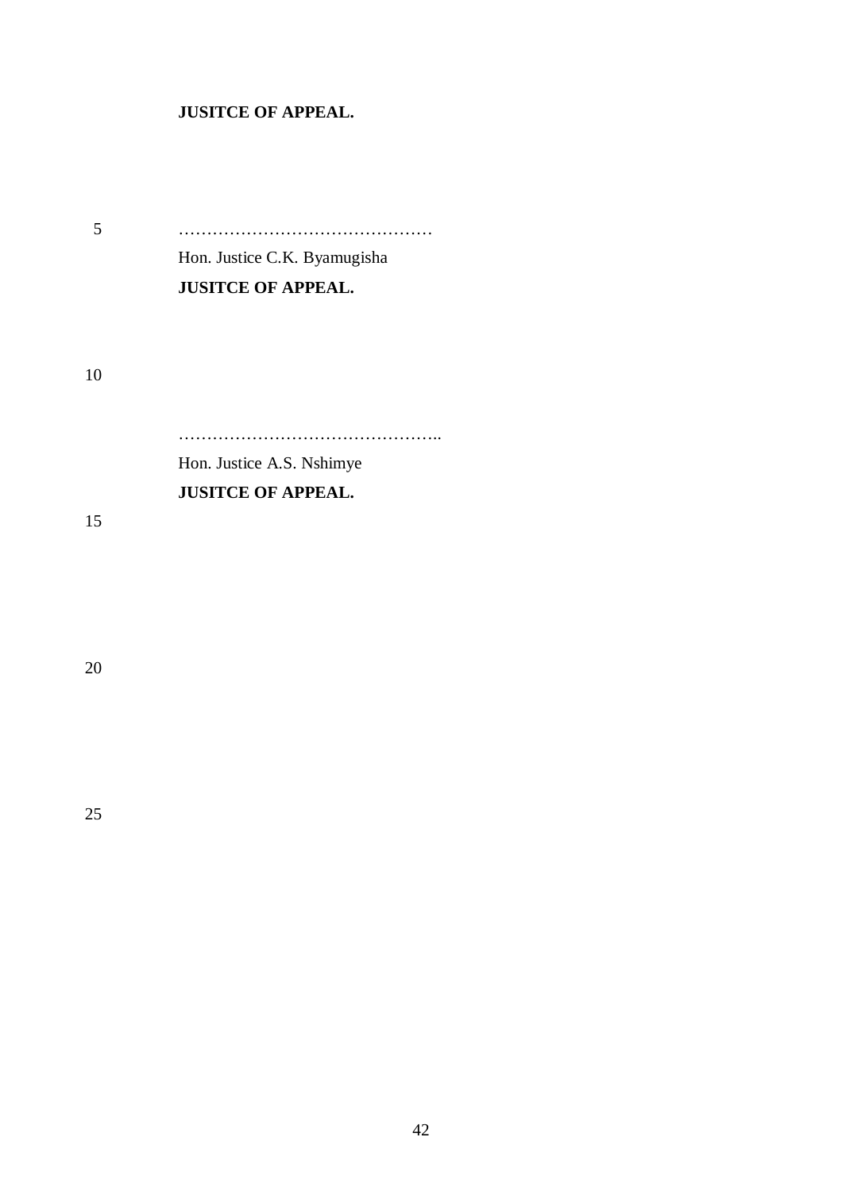**JUSITCE OF APPEAL.**

…………………………………………

Hon. Justice C.K. Byamugisha

**JUSITCE OF APPEAL.**

………………………………………..

Hon. Justice A.S. Nshimye

**JUSITCE OF APPEAL.**